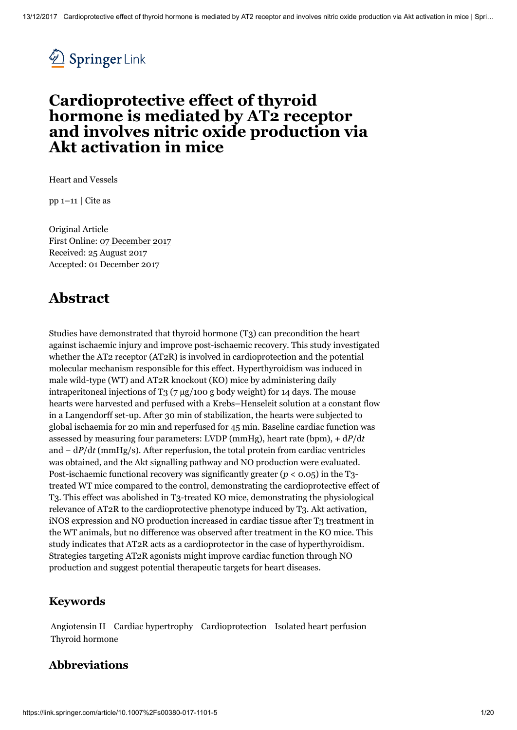Springer Link

# Cardioprotective effect of thyroid hormone is mediated by AT2 receptor and involves nitric oxide production via Akt activation in mice

Heart and Vessels

pp 1–11 | Cite as

Original Article
First Online: 07 December 2017
Received: 25 August 2017
Accepted: 01 December 2017

## Abstract

Studies have demonstrated that thyroid hormone (T3) can precondition the heart against ischaemic injury and improve post-ischaemic recovery. This study investigated whether the AT2 receptor (AT2R) is involved in cardioprotection and the potential molecular mechanism responsible for this effect. Hyperthyroidism was induced in male wild-type (WT) and AT2R knockout (KO) mice by administering daily intraperitoneal injections of T3 (7 μg/100 g body weight) for 14 days. The mouse hearts were harvested and perfused with a Krebs–Henseleit solution at a constant flow in a Langendorff set-up. After 30 min of stabilization, the hearts were subjected to global ischaemia for 20 min and reperfused for 45 min. Baseline cardiac function was assessed by measuring four parameters: LVDP (mmHg), heart rate (bpm), $+ dP/dt$ and $- dP/dt$ (mmHg/s). After reperfusion, the total protein from cardiac ventricles was obtained, and the Akt signalling pathway and NO production were evaluated. Post-ischaemic functional recovery was significantly greater ($p < 0.05$) in the T3-treated WT mice compared to the control, demonstrating the cardioprotective effect of T3. This effect was abolished in T3-treated KO mice, demonstrating the physiological relevance of AT2R to the cardioprotective phenotype induced by T3. Akt activation, iNOS expression and NO production increased in cardiac tissue after T3 treatment in the WT animals, but no difference was observed after treatment in the KO mice. This study indicates that AT2R acts as a cardioprotector in the case of hyperthyroidism. Strategies targeting AT2R agonists might improve cardiac function through NO production and suggest potential therapeutic targets for heart diseases.

### Keywords

Angiotensin II  Cardiac hypertrophy  Cardioprotection  Isolated heart perfusion  Thyroid hormone

### Abbreviations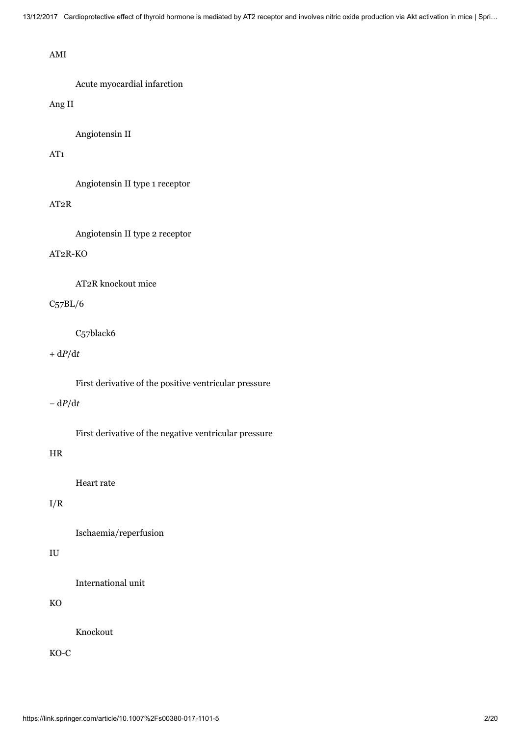AMI

Acute myocardial infarction

Ang II

Angiotensin II

AT1

Angiotensin II type 1 receptor

AT2R

Angiotensin II type 2 receptor

AT2R-KO

AT2R knockout mice

C57BL/6

C57black6

+ d*P*/d*t*

First derivative of the positive ventricular pressure

− d*P*/d*t*

First derivative of the negative ventricular pressure

HR

Heart rate

I/R

Ischaemia/reperfusion

IU

International unit

KO

Knockout

KO-C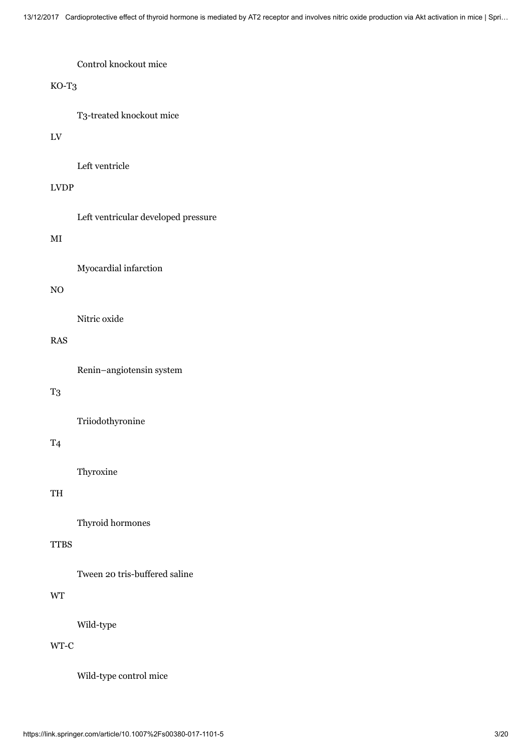Control knockout mice

KO-$T_3$

$T_3$-treated knockout mice

LV

Left ventricle

LVDP

Left ventricular developed pressure

MI

Myocardial infarction

NO

Nitric oxide

RAS

Renin–angiotensin system

$T_3$

Triiodothyronine

$T_4$

Thyroxine

TH

Thyroid hormones

TTBS

Tween 20 tris-buffered saline

WT

Wild-type

WT-C

Wild-type control mice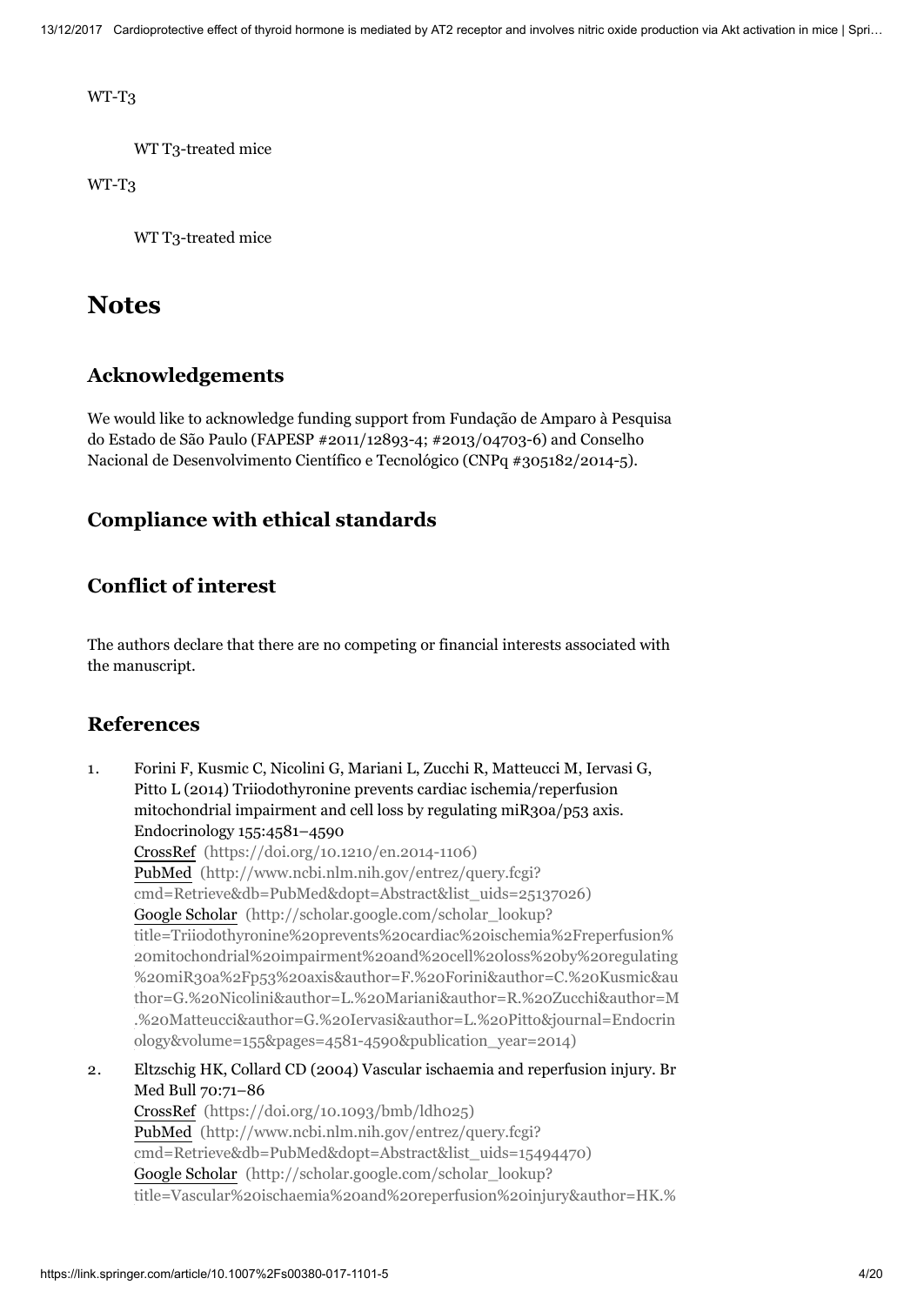WT-T3

WT T3-treated mice

WT-T3

WT T3-treated mice

# Notes

## Acknowledgements

We would like to acknowledge funding support from Fundação de Amparo à Pesquisa do Estado de São Paulo (FAPESP #2011/12893-4; #2013/04703-6) and Conselho Nacional de Desenvolvimento Científico e Tecnológico (CNPq #305182/2014-5).

## Compliance with ethical standards

## Conflict of interest

The authors declare that there are no competing or financial interests associated with the manuscript.

## References

1. Forini F, Kusmic C, Nicolini G, Mariani L, Zucchi R, Matteucci M, Iervasi G, Pitto L (2014) Triiodothyronine prevents cardiac ischemia/reperfusion mitochondrial impairment and cell loss by regulating miR30a/p53 axis. Endocrinology 155:4581–4590
CrossRef (https://doi.org/10.1210/en.2014-1106)
PubMed (http://www.ncbi.nlm.nih.gov/entrez/query.fcgi?cmd=Retrieve&db=PubMed&dopt=Abstract&list_uids=25137026)
Google Scholar (http://scholar.google.com/scholar_lookup?title=Triiodothyronine%20prevents%20cardiac%20ischemia%2Freperfusion%20mitochondrial%20impairment%20and%20cell%20loss%20by%20regulating%20miR30a%2Fp53%20axis&author=F.%20Forini&author=C.%20Kusmic&author=G.%20Nicolini&author=L.%20Mariani&author=R.%20Zucchi&author=M.%20Matteucci&author=G.%20Iervasi&author=L.%20Pitto&journal=Endocrinology&volume=155&pages=4581-4590&publication_year=2014)

2. Eltzschig HK, Collard CD (2004) Vascular ischaemia and reperfusion injury. Br Med Bull 70:71–86
CrossRef (https://doi.org/10.1093/bmb/ldh025)
PubMed (http://www.ncbi.nlm.nih.gov/entrez/query.fcgi?cmd=Retrieve&db=PubMed&dopt=Abstract&list_uids=15494470)
Google Scholar (http://scholar.google.com/scholar_lookup?title=Vascular%20ischaemia%20and%20reperfusion%20injury&author=HK.%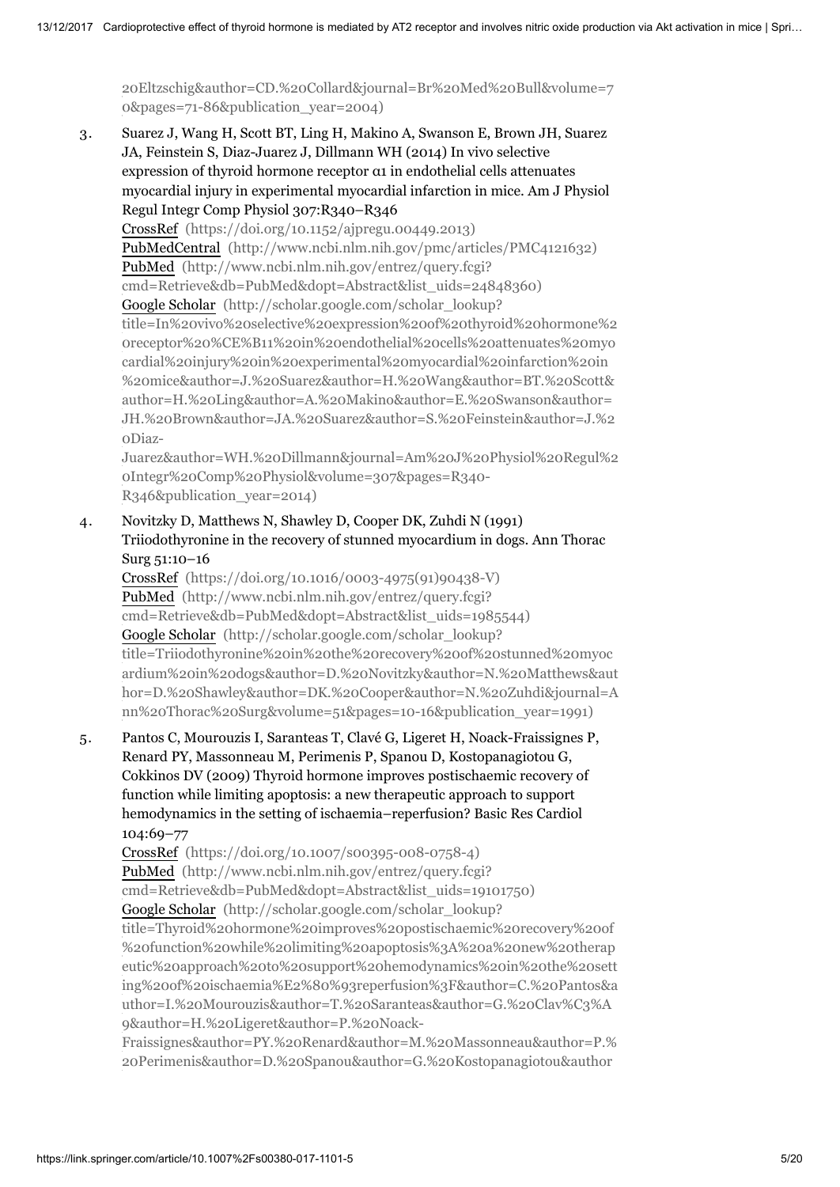20Eltzschig&author=CD.%20Collard&journal=Br%20Med%20Bull&volume=70&pages=71-86&publication_year=2004)

3. Suarez J, Wang H, Scott BT, Ling H, Makino A, Swanson E, Brown JH, Suarez JA, Feinstein S, Diaz-Juarez J, Dillmann WH (2014) In vivo selective expression of thyroid hormone receptor α1 in endothelial cells attenuates myocardial injury in experimental myocardial infarction in mice. Am J Physiol Regul Integr Comp Physiol 307:R340–R346
   CrossRef (https://doi.org/10.1152/ajpregu.00449.2013)
   PubMedCentral (http://www.ncbi.nlm.nih.gov/pmc/articles/PMC4121632)
   PubMed (http://www.ncbi.nlm.nih.gov/entrez/query.fcgi?cmd=Retrieve&db=PubMed&dopt=Abstract&list_uids=24848360)
   Google Scholar (http://scholar.google.com/scholar_lookup?title=In%20vivo%20selective%20expression%20of%20thyroid%20hormone%20receptor%20%CE%B11%20in%20endothelial%20cells%20attenuates%20myocardial%20injury%20in%20experimental%20myocardial%20infarction%20in%20mice&author=J.%20Suarez&author=H.%20Wang&author=BT.%20Scott&author=H.%20Ling&author=A.%20Makino&author=E.%20Swanson&author=JH.%20Brown&author=JA.%20Suarez&author=S.%20Feinstein&author=J.%20Diaz-Juarez&author=WH.%20Dillmann&journal=Am%20J%20Physiol%20Regul%20Integr%20Comp%20Physiol&volume=307&pages=R340-R346&publication_year=2014)

4. Novitzky D, Matthews N, Shawley D, Cooper DK, Zuhdi N (1991) Triiodothyronine in the recovery of stunned myocardium in dogs. Ann Thorac Surg 51:10–16
   CrossRef (https://doi.org/10.1016/0003-4975(91)90438-V)
   PubMed (http://www.ncbi.nlm.nih.gov/entrez/query.fcgi?cmd=Retrieve&db=PubMed&dopt=Abstract&list_uids=1985544)
   Google Scholar (http://scholar.google.com/scholar_lookup?title=Triiodothyronine%20in%20the%20recovery%20of%20stunned%20myocardium%20in%20dogs&author=D.%20Novitzky&author=N.%20Matthews&author=D.%20Shawley&author=DK.%20Cooper&author=N.%20Zuhdi&journal=Ann%20Thorac%20Surg&volume=51&pages=10-16&publication_year=1991)

5. Pantos C, Mourouzis I, Saranteas T, Clavé G, Ligeret H, Noack-Fraissignes P, Renard PY, Massonneau M, Perimenis P, Spanou D, Kostopanagiotou G, Cokkinos DV (2009) Thyroid hormone improves postischaemic recovery of function while limiting apoptosis: a new therapeutic approach to support hemodynamics in the setting of ischaemia–reperfusion? Basic Res Cardiol 104:69–77
   CrossRef (https://doi.org/10.1007/s00395-008-0758-4)
   PubMed (http://www.ncbi.nlm.nih.gov/entrez/query.fcgi?cmd=Retrieve&db=PubMed&dopt=Abstract&list_uids=19101750)
   Google Scholar (http://scholar.google.com/scholar_lookup?title=Thyroid%20hormone%20improves%20postischaemic%20recovery%20of%20function%20while%20limiting%20apoptosis%3A%20a%20new%20therapeutic%20approach%20to%20support%20hemodynamics%20in%20the%20setting%20of%20ischaemia%E2%80%93reperfusion%3F&author=C.%20Pantos&author=I.%20Mourouzis&author=T.%20Saranteas&author=G.%20Clav%C3%A9&author=H.%20Ligeret&author=P.%20Noack-Fraissignes&author=PY.%20Renard&author=M.%20Massonneau&author=P.%20Perimenis&author=D.%20Spanou&author=G.%20Kostopanagiotou&author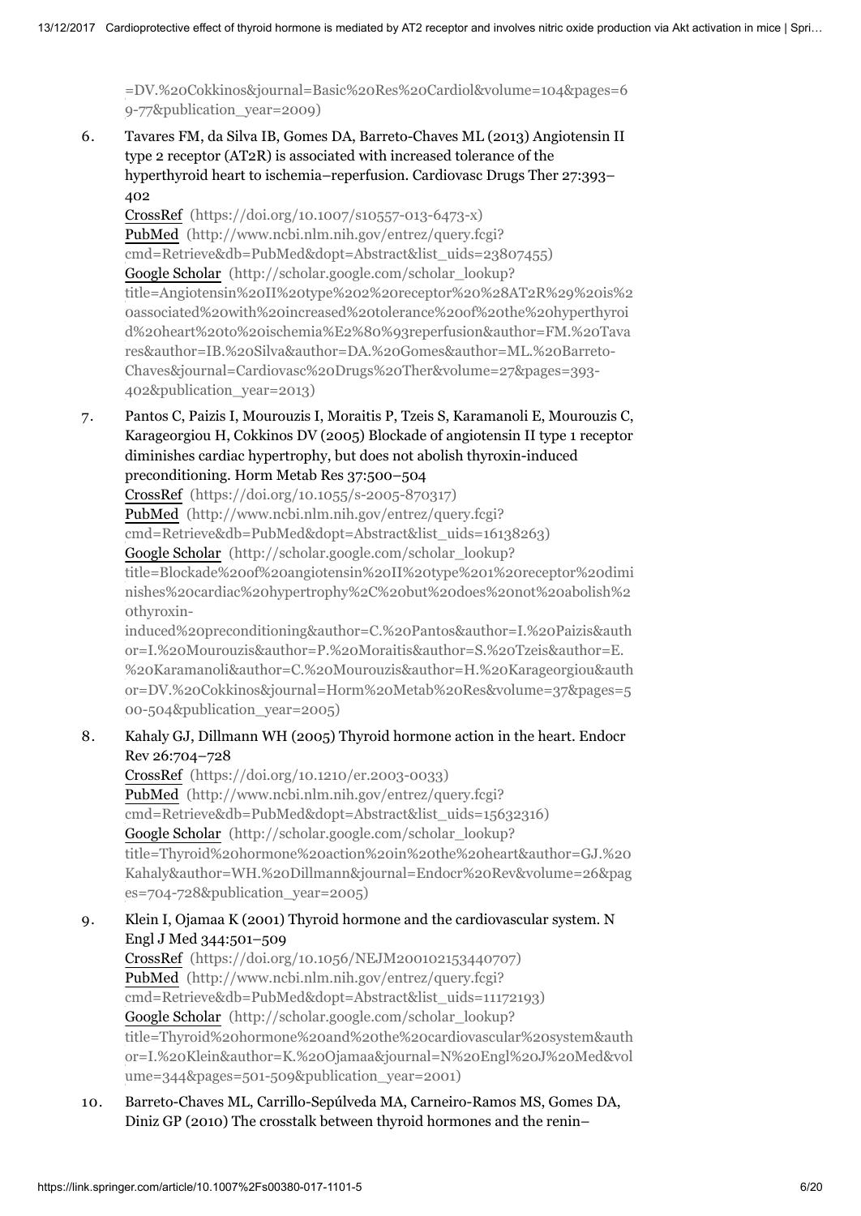=DV.%20Cokkinos&journal=Basic%20Res%20Cardiol&volume=104&pages=69-77&publication_year=2009)

6. Tavares FM, da Silva IB, Gomes DA, Barreto-Chaves ML (2013) Angiotensin II type 2 receptor (AT2R) is associated with increased tolerance of the hyperthyroid heart to ischemia–reperfusion. Cardiovasc Drugs Ther 27:393–402
   CrossRef (https://doi.org/10.1007/s10557-013-6473-x)
   PubMed (http://www.ncbi.nlm.nih.gov/entrez/query.fcgi?cmd=Retrieve&db=PubMed&dopt=Abstract&list_uids=23807455)
   Google Scholar (http://scholar.google.com/scholar_lookup?title=Angiotensin%20II%20type%202%20receptor%20%28AT2R%29%20is%20associated%20with%20increased%20tolerance%20of%20the%20hyperthyroid%20heart%20to%20ischemia%E2%80%93reperfusion&author=FM.%20Tavares&author=IB.%20Silva&author=DA.%20Gomes&author=ML.%20Barreto-Chaves&journal=Cardiovasc%20Drugs%20Ther&volume=27&pages=393-402&publication_year=2013)

7. Pantos C, Paizis I, Mourouzis I, Moraitis P, Tzeis S, Karamanoli E, Mourouzis C, Karageorgiou H, Cokkinos DV (2005) Blockade of angiotensin II type 1 receptor diminishes cardiac hypertrophy, but does not abolish thyroxin-induced preconditioning. Horm Metab Res 37:500–504
   CrossRef (https://doi.org/10.1055/s-2005-870317)
   PubMed (http://www.ncbi.nlm.nih.gov/entrez/query.fcgi?cmd=Retrieve&db=PubMed&dopt=Abstract&list_uids=16138263)
   Google Scholar (http://scholar.google.com/scholar_lookup?title=Blockade%20of%20angiotensin%20II%20type%201%20receptor%20diminishes%20cardiac%20hypertrophy%2C%20but%20does%20not%20abolish%20thyroxin-induced%20preconditioning&author=C.%20Pantos&author=I.%20Paizis&author=I.%20Mourouzis&author=P.%20Moraitis&author=S.%20Tzeis&author=E.%20Karamanoli&author=C.%20Mourouzis&author=H.%20Karageorgiou&author=DV.%20Cokkinos&journal=Horm%20Metab%20Res&volume=37&pages=500-504&publication_year=2005)

8. Kahaly GJ, Dillmann WH (2005) Thyroid hormone action in the heart. Endocr Rev 26:704–728
   CrossRef (https://doi.org/10.1210/er.2003-0033)
   PubMed (http://www.ncbi.nlm.nih.gov/entrez/query.fcgi?cmd=Retrieve&db=PubMed&dopt=Abstract&list_uids=15632316)
   Google Scholar (http://scholar.google.com/scholar_lookup?title=Thyroid%20hormone%20action%20in%20the%20heart&author=GJ.%20Kahaly&author=WH.%20Dillmann&journal=Endocr%20Rev&volume=26&pages=704-728&publication_year=2005)

9. Klein I, Ojamaa K (2001) Thyroid hormone and the cardiovascular system. N Engl J Med 344:501–509
   CrossRef (https://doi.org/10.1056/NEJM200102153440707)
   PubMed (http://www.ncbi.nlm.nih.gov/entrez/query.fcgi?cmd=Retrieve&db=PubMed&dopt=Abstract&list_uids=11172193)
   Google Scholar (http://scholar.google.com/scholar_lookup?title=Thyroid%20hormone%20and%20the%20cardiovascular%20system&author=I.%20Klein&author=K.%20Ojamaa&journal=N%20Engl%20J%20Med&volume=344&pages=501-509&publication_year=2001)

10. Barreto-Chaves ML, Carrillo-Sepúlveda MA, Carneiro-Ramos MS, Gomes DA, Diniz GP (2010) The crosstalk between thyroid hormones and the renin–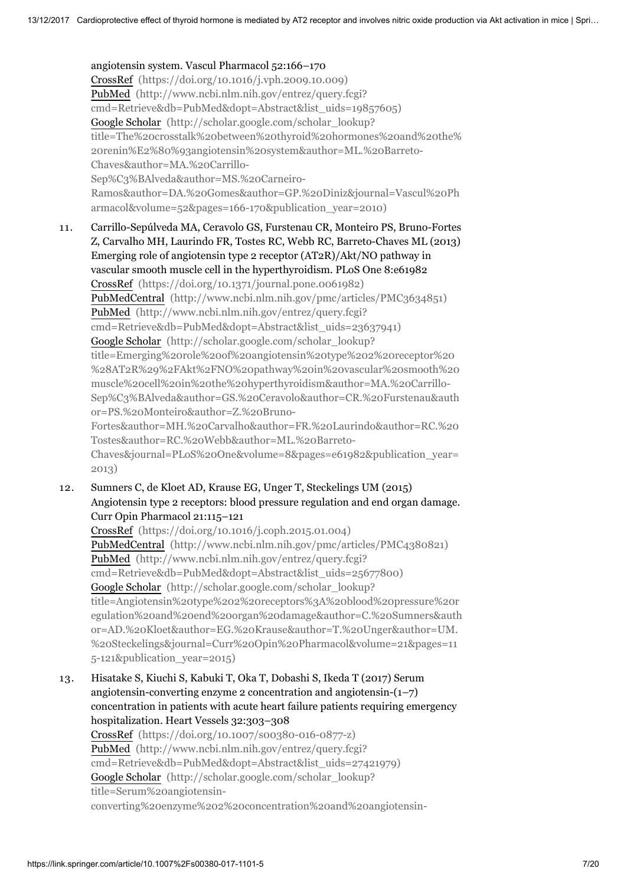angiotensin system. Vascul Pharmacol 52:166–170
CrossRef (https://doi.org/10.1016/j.vph.2009.10.009)
PubMed (http://www.ncbi.nlm.nih.gov/entrez/query.fcgi?cmd=Retrieve&db=PubMed&dopt=Abstract&list_uids=19857605)
Google Scholar (http://scholar.google.com/scholar_lookup?title=The%20crosstalk%20between%20thyroid%20hormones%20and%20the%20renin%E2%80%93angiotensin%20system&author=ML.%20Barreto-Chaves&author=MA.%20Carrillo-Sep%C3%BAlveda&author=MS.%20Carneiro-Ramos&author=DA.%20Gomes&author=GP.%20Diniz&journal=Vascul%20Pharmacol&volume=52&pages=166-170&publication_year=2010)

11. Carrillo-Sepúlveda MA, Ceravolo GS, Furstenau CR, Monteiro PS, Bruno-Fortes Z, Carvalho MH, Laurindo FR, Tostes RC, Webb RC, Barreto-Chaves ML (2013) Emerging role of angiotensin type 2 receptor (AT2R)/Akt/NO pathway in vascular smooth muscle cell in the hyperthyroidism. PLoS One 8:e61982
CrossRef (https://doi.org/10.1371/journal.pone.0061982)
PubMedCentral (http://www.ncbi.nlm.nih.gov/pmc/articles/PMC3634851)
PubMed (http://www.ncbi.nlm.nih.gov/entrez/query.fcgi?cmd=Retrieve&db=PubMed&dopt=Abstract&list_uids=23637941)
Google Scholar (http://scholar.google.com/scholar_lookup?title=Emerging%20role%20of%20angiotensin%20type%202%20receptor%20%28AT2R%29%2FAkt%2FNO%20pathway%20in%20vascular%20smooth%20muscle%20cell%20in%20the%20hyperthyroidism&author=MA.%20Carrillo-Sep%C3%BAlveda&author=GS.%20Ceravolo&author=CR.%20Furstenau&author=PS.%20Monteiro&author=Z.%20Bruno-Fortes&author=MH.%20Carvalho&author=FR.%20Laurindo&author=RC.%20Tostes&author=RC.%20Webb&author=ML.%20Barreto-Chaves&journal=PLoS%20One&volume=8&pages=e61982&publication_year=2013)

12. Sumners C, de Kloet AD, Krause EG, Unger T, Steckelings UM (2015) Angiotensin type 2 receptors: blood pressure regulation and end organ damage. Curr Opin Pharmacol 21:115–121
CrossRef (https://doi.org/10.1016/j.coph.2015.01.004)
PubMedCentral (http://www.ncbi.nlm.nih.gov/pmc/articles/PMC4380821)
PubMed (http://www.ncbi.nlm.nih.gov/entrez/query.fcgi?cmd=Retrieve&db=PubMed&dopt=Abstract&list_uids=25677800)
Google Scholar (http://scholar.google.com/scholar_lookup?title=Angiotensin%20type%202%20receptors%3A%20blood%20pressure%20regulation%20and%20end%20organ%20damage&author=C.%20Sumners&author=AD.%20Kloet&author=EG.%20Krause&author=T.%20Unger&author=UM.%20Steckelings&journal=Curr%20Opin%20Pharmacol&volume=21&pages=115-121&publication_year=2015)

13. Hisatake S, Kiuchi S, Kabuki T, Oka T, Dobashi S, Ikeda T (2017) Serum angiotensin-converting enzyme 2 concentration and angiotensin-(1–7) concentration in patients with acute heart failure patients requiring emergency hospitalization. Heart Vessels 32:303–308
CrossRef (https://doi.org/10.1007/s00380-016-0877-z)
PubMed (http://www.ncbi.nlm.nih.gov/entrez/query.fcgi?cmd=Retrieve&db=PubMed&dopt=Abstract&list_uids=27421979)
Google Scholar (http://scholar.google.com/scholar_lookup?title=Serum%20angiotensin-converting%20enzyme%202%20concentration%20and%20angiotensin-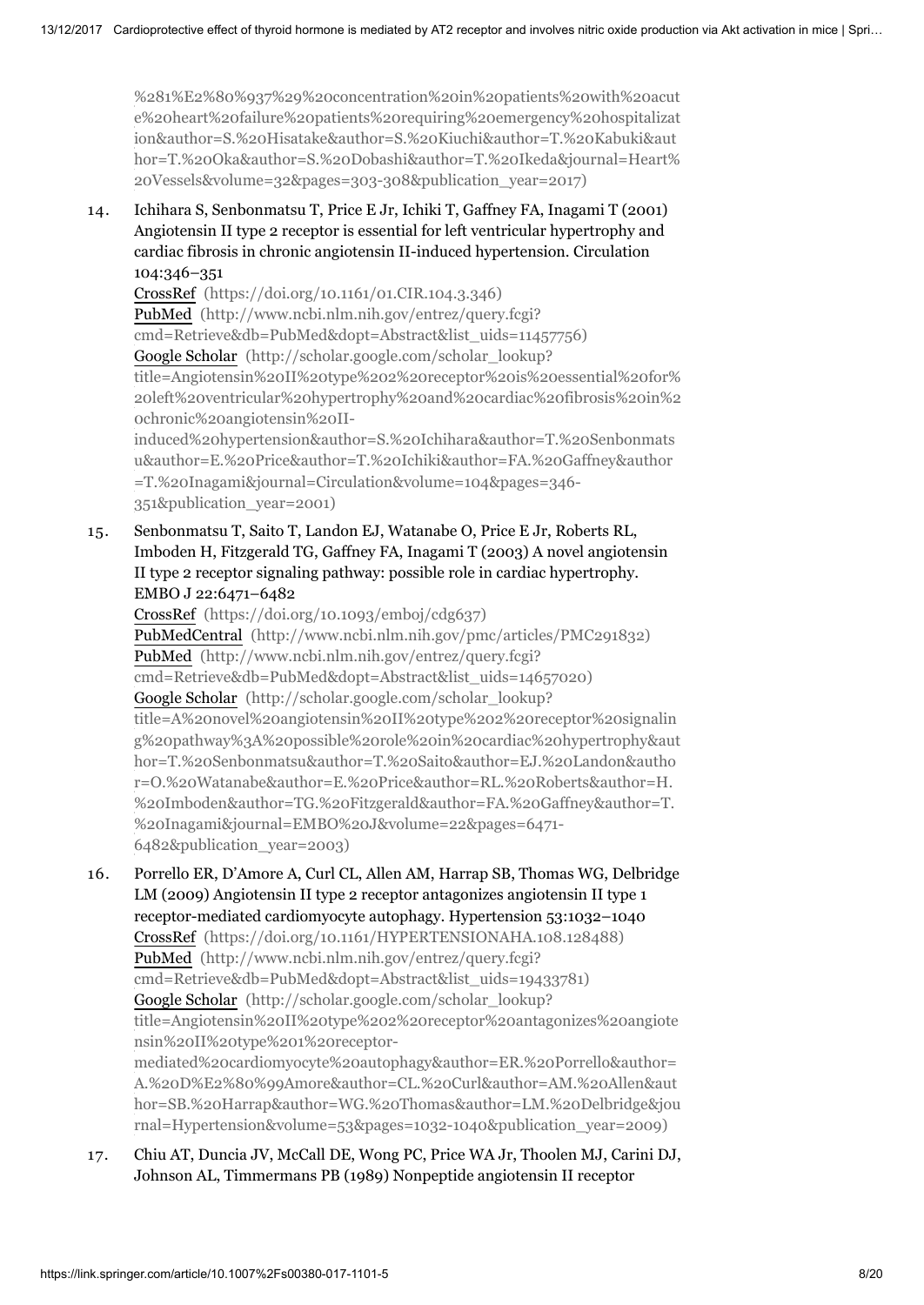%281%E2%80%937%29%20concentration%20in%20patients%20with%20acute%20heart%20failure%20patients%20requiring%20emergency%20hospitalization&author=S.%20Hisatake&author=S.%20Kiuchi&author=T.%20Kabuki&author=T.%20Oka&author=S.%20Dobashi&author=T.%20Ikeda&journal=Heart%20Vessels&volume=32&pages=303-308&publication_year=2017)

14. Ichihara S, Senbonmatsu T, Price E Jr, Ichiki T, Gaffney FA, Inagami T (2001) Angiotensin II type 2 receptor is essential for left ventricular hypertrophy and cardiac fibrosis in chronic angiotensin II-induced hypertension. Circulation 104:346–351
CrossRef (https://doi.org/10.1161/01.CIR.104.3.346)
PubMed (http://www.ncbi.nlm.nih.gov/entrez/query.fcgi?cmd=Retrieve&db=PubMed&dopt=Abstract&list_uids=11457756)
Google Scholar (http://scholar.google.com/scholar_lookup?title=Angiotensin%20II%20type%202%20receptor%20is%20essential%20for%20left%20ventricular%20hypertrophy%20and%20cardiac%20fibrosis%20in%20chronic%20angiotensin%20II-induced%20hypertension&author=S.%20Ichihara&author=T.%20Senbonmatsu&author=E.%20Price&author=T.%20Ichiki&author=FA.%20Gaffney&author=T.%20Inagami&journal=Circulation&volume=104&pages=346-351&publication_year=2001)

15. Senbonmatsu T, Saito T, Landon EJ, Watanabe O, Price E Jr, Roberts RL, Imboden H, Fitzgerald TG, Gaffney FA, Inagami T (2003) A novel angiotensin II type 2 receptor signaling pathway: possible role in cardiac hypertrophy. EMBO J 22:6471–6482
CrossRef (https://doi.org/10.1093/emboj/cdg637)
PubMedCentral (http://www.ncbi.nlm.nih.gov/pmc/articles/PMC291832)
PubMed (http://www.ncbi.nlm.nih.gov/entrez/query.fcgi?cmd=Retrieve&db=PubMed&dopt=Abstract&list_uids=14657020)
Google Scholar (http://scholar.google.com/scholar_lookup?title=A%20novel%20angiotensin%20II%20type%202%20receptor%20signaling%20pathway%3A%20possible%20role%20in%20cardiac%20hypertrophy&author=T.%20Senbonmatsu&author=T.%20Saito&author=EJ.%20Landon&author=O.%20Watanabe&author=E.%20Price&author=RL.%20Roberts&author=H.%20Imboden&author=TG.%20Fitzgerald&author=FA.%20Gaffney&author=T.%20Inagami&journal=EMBO%20J&volume=22&pages=6471-6482&publication_year=2003)

16. Porrello ER, D'Amore A, Curl CL, Allen AM, Harrap SB, Thomas WG, Delbridge LM (2009) Angiotensin II type 2 receptor antagonizes angiotensin II type 1 receptor-mediated cardiomyocyte autophagy. Hypertension 53:1032–1040
CrossRef (https://doi.org/10.1161/HYPERTENSIONAHA.108.128488)
PubMed (http://www.ncbi.nlm.nih.gov/entrez/query.fcgi?cmd=Retrieve&db=PubMed&dopt=Abstract&list_uids=19433781)
Google Scholar (http://scholar.google.com/scholar_lookup?title=Angiotensin%20II%20type%202%20receptor%20antagonizes%20angiotensin%20II%20type%201%20receptor-mediated%20cardiomyocyte%20autophagy&author=ER.%20Porrello&author=A.%20D%E2%80%99Amore&author=CL.%20Curl&author=AM.%20Allen&author=SB.%20Harrap&author=WG.%20Thomas&author=LM.%20Delbridge&journal=Hypertension&volume=53&pages=1032-1040&publication_year=2009)

17. Chiu AT, Duncia JV, McCall DE, Wong PC, Price WA Jr, Thoolen MJ, Carini DJ, Johnson AL, Timmermans PB (1989) Nonpeptide angiotensin II receptor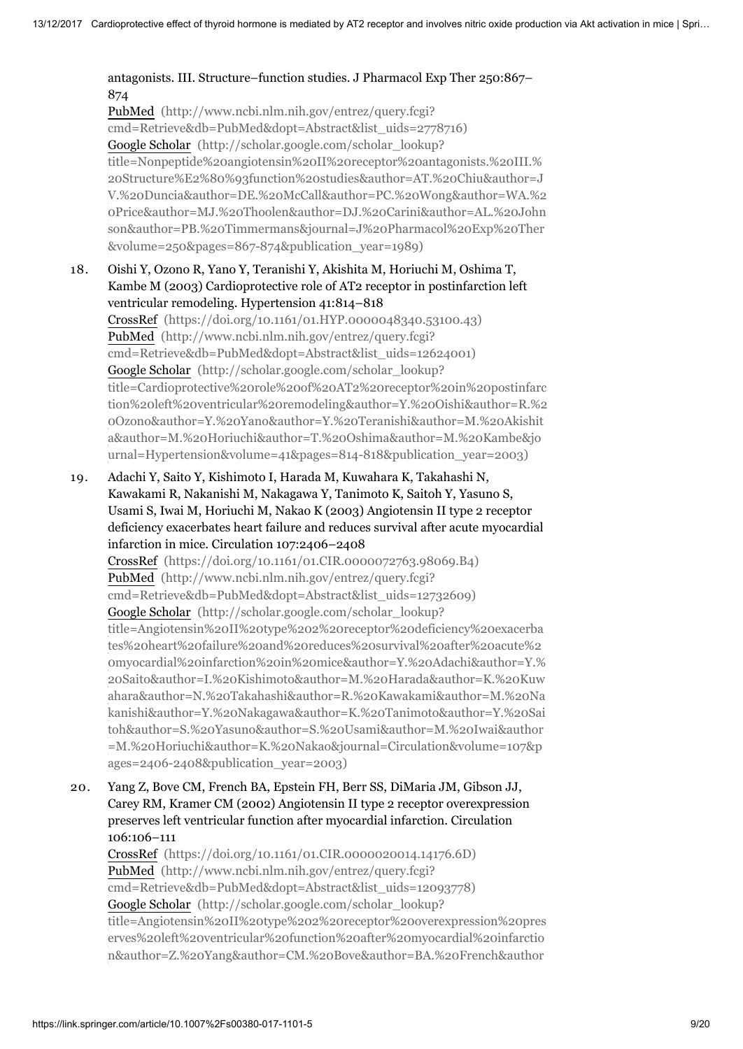antagonists. III. Structure–function studies. J Pharmacol Exp Ther 250:867–874
PubMed (http://www.ncbi.nlm.nih.gov/entrez/query.fcgi?cmd=Retrieve&db=PubMed&dopt=Abstract&list_uids=2778716)
Google Scholar (http://scholar.google.com/scholar_lookup?title=Nonpeptide%20angiotensin%20II%20receptor%20antagonists.%20III.%20Structure%E2%80%93function%20studies&author=AT.%20Chiu&author=JV.%20Duncia&author=DE.%20McCall&author=PC.%20Wong&author=WA.%20Price&author=MJ.%20Thoolen&author=DJ.%20Carini&author=AL.%20Johnson&author=PB.%20Timmermans&journal=J%20Pharmacol%20Exp%20Ther&volume=250&pages=867-874&publication_year=1989)

18. Oishi Y, Ozono R, Yano Y, Teranishi Y, Akishita M, Horiuchi M, Oshima T, Kambe M (2003) Cardioprotective role of AT2 receptor in postinfarction left ventricular remodeling. Hypertension 41:814–818
CrossRef (https://doi.org/10.1161/01.HYP.0000048340.53100.43)
PubMed (http://www.ncbi.nlm.nih.gov/entrez/query.fcgi?cmd=Retrieve&db=PubMed&dopt=Abstract&list_uids=12624001)
Google Scholar (http://scholar.google.com/scholar_lookup?title=Cardioprotective%20role%20of%20AT2%20receptor%20in%20postinfarction%20left%20ventricular%20remodeling&author=Y.%20Oishi&author=R.%20Ozono&author=Y.%20Yano&author=Y.%20Teranishi&author=M.%20Akishita&author=M.%20Horiuchi&author=T.%20Oshima&author=M.%20Kambe&journal=Hypertension&volume=41&pages=814-818&publication_year=2003)

19. Adachi Y, Saito Y, Kishimoto I, Harada M, Kuwahara K, Takahashi N, Kawakami R, Nakanishi M, Nakagawa Y, Tanimoto K, Saitoh Y, Yasuno S, Usami S, Iwai M, Horiuchi M, Nakao K (2003) Angiotensin II type 2 receptor deficiency exacerbates heart failure and reduces survival after acute myocardial infarction in mice. Circulation 107:2406–2408
CrossRef (https://doi.org/10.1161/01.CIR.0000072763.98069.B4)
PubMed (http://www.ncbi.nlm.nih.gov/entrez/query.fcgi?cmd=Retrieve&db=PubMed&dopt=Abstract&list_uids=12732609)
Google Scholar (http://scholar.google.com/scholar_lookup?title=Angiotensin%20II%20type%202%20receptor%20deficiency%20exacerbates%20heart%20failure%20and%20reduces%20survival%20after%20acute%20myocardial%20infarction%20in%20mice&author=Y.%20Adachi&author=Y.%20Saito&author=I.%20Kishimoto&author=M.%20Harada&author=K.%20Kuwahara&author=N.%20Takahashi&author=R.%20Kawakami&author=M.%20Nakanishi&author=Y.%20Nakagawa&author=K.%20Tanimoto&author=Y.%20Saitoh&author=S.%20Yasuno&author=S.%20Usami&author=M.%20Iwai&author=M.%20Horiuchi&author=K.%20Nakao&journal=Circulation&volume=107&pages=2406-2408&publication_year=2003)

20. Yang Z, Bove CM, French BA, Epstein FH, Berr SS, DiMaria JM, Gibson JJ, Carey RM, Kramer CM (2002) Angiotensin II type 2 receptor overexpression preserves left ventricular function after myocardial infarction. Circulation 106:106–111
CrossRef (https://doi.org/10.1161/01.CIR.0000020014.14176.6D)
PubMed (http://www.ncbi.nlm.nih.gov/entrez/query.fcgi?cmd=Retrieve&db=PubMed&dopt=Abstract&list_uids=12093778)
Google Scholar (http://scholar.google.com/scholar_lookup?title=Angiotensin%20II%20type%202%20receptor%20overexpression%20preserves%20left%20ventricular%20function%20after%20myocardial%20infarction&author=Z.%20Yang&author=CM.%20Bove&author=BA.%20French&author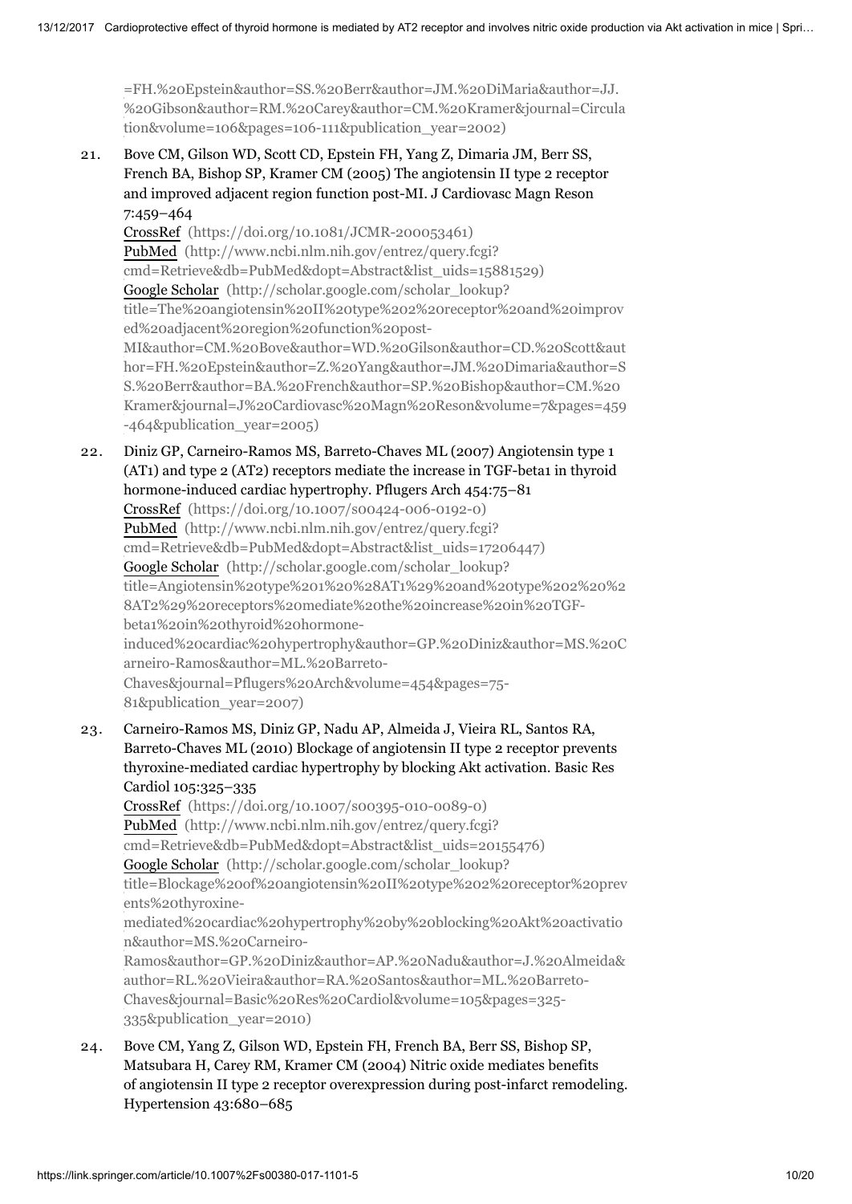=FH.%20Epstein&author=SS.%20Berr&author=JM.%20DiMaria&author=JJ.%20Gibson&author=RM.%20Carey&author=CM.%20Kramer&journal=Circulation&volume=106&pages=106-111&publication_year=2002)

21. Bove CM, Gilson WD, Scott CD, Epstein FH, Yang Z, Dimaria JM, Berr SS, French BA, Bishop SP, Kramer CM (2005) The angiotensin II type 2 receptor and improved adjacent region function post-MI. J Cardiovasc Magn Reson 7:459–464
CrossRef (https://doi.org/10.1081/JCMR-200053461)
PubMed (http://www.ncbi.nlm.nih.gov/entrez/query.fcgi?cmd=Retrieve&db=PubMed&dopt=Abstract&list_uids=15881529)
Google Scholar (http://scholar.google.com/scholar_lookup?title=The%20angiotensin%20II%20type%202%20receptor%20and%20improved%20adjacent%20region%20function%20post-MI&author=CM.%20Bove&author=WD.%20Gilson&author=CD.%20Scott&author=FH.%20Epstein&author=Z.%20Yang&author=JM.%20Dimaria&author=SS.%20Berr&author=BA.%20French&author=SP.%20Bishop&author=CM.%20Kramer&journal=J%20Cardiovasc%20Magn%20Reson&volume=7&pages=459-464&publication_year=2005)

22. Diniz GP, Carneiro-Ramos MS, Barreto-Chaves ML (2007) Angiotensin type 1 (AT1) and type 2 (AT2) receptors mediate the increase in TGF-beta1 in thyroid hormone-induced cardiac hypertrophy. Pflugers Arch 454:75–81
CrossRef (https://doi.org/10.1007/s00424-006-0192-0)
PubMed (http://www.ncbi.nlm.nih.gov/entrez/query.fcgi?cmd=Retrieve&db=PubMed&dopt=Abstract&list_uids=17206447)
Google Scholar (http://scholar.google.com/scholar_lookup?title=Angiotensin%20type%201%20%28AT1%29%20and%20type%202%20%28AT2%29%20receptors%20mediate%20the%20increase%20in%20TGF-beta1%20in%20thyroid%20hormone-induced%20cardiac%20hypertrophy&author=GP.%20Diniz&author=MS.%20Carneiro-Ramos&author=ML.%20Barreto-Chaves&journal=Pflugers%20Arch&volume=454&pages=75-81&publication_year=2007)

23. Carneiro-Ramos MS, Diniz GP, Nadu AP, Almeida J, Vieira RL, Santos RA, Barreto-Chaves ML (2010) Blockage of angiotensin II type 2 receptor prevents thyroxine-mediated cardiac hypertrophy by blocking Akt activation. Basic Res Cardiol 105:325–335
CrossRef (https://doi.org/10.1007/s00395-010-0089-0)
PubMed (http://www.ncbi.nlm.nih.gov/entrez/query.fcgi?cmd=Retrieve&db=PubMed&dopt=Abstract&list_uids=20155476)
Google Scholar (http://scholar.google.com/scholar_lookup?title=Blockage%20of%20angiotensin%20II%20type%202%20receptor%20prevents%20thyroxine-mediated%20cardiac%20hypertrophy%20by%20blocking%20Akt%20activation&author=MS.%20Carneiro-Ramos&author=GP.%20Diniz&author=AP.%20Nadu&author=J.%20Almeida&author=RL.%20Vieira&author=RA.%20Santos&author=ML.%20Barreto-Chaves&journal=Basic%20Res%20Cardiol&volume=105&pages=325-335&publication_year=2010)

24. Bove CM, Yang Z, Gilson WD, Epstein FH, French BA, Berr SS, Bishop SP, Matsubara H, Carey RM, Kramer CM (2004) Nitric oxide mediates benefits of angiotensin II type 2 receptor overexpression during post-infarct remodeling. Hypertension 43:680–685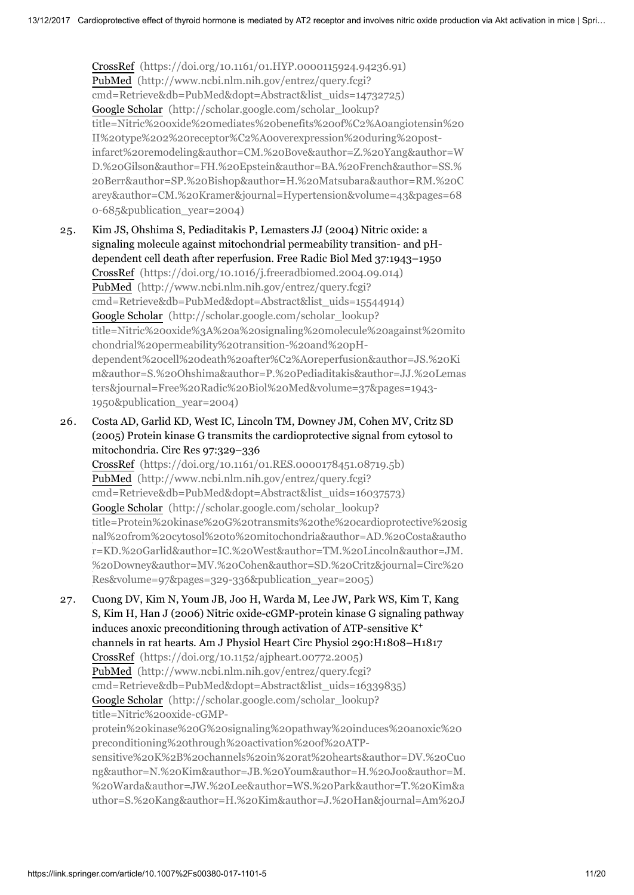CrossRef (https://doi.org/10.1161/01.HYP.0000115924.94236.91)
PubMed (http://www.ncbi.nlm.nih.gov/entrez/query.fcgi?cmd=Retrieve&db=PubMed&dopt=Abstract&list_uids=14732725)
Google Scholar (http://scholar.google.com/scholar_lookup?title=Nitric%20oxide%20mediates%20benefits%20of%C2%A0angiotensin%20II%20type%202%20receptor%C2%A0overexpression%20during%20post-infarct%20remodeling&author=CM.%20Bove&author=Z.%20Yang&author=WD.%20Gilson&author=FH.%20Epstein&author=BA.%20French&author=SS.%20Berr&author=SP.%20Bishop&author=H.%20Matsubara&author=RM.%20Carey&author=CM.%20Kramer&journal=Hypertension&volume=43&pages=680-685&publication_year=2004)

25. Kim JS, Ohshima S, Pediaditakis P, Lemasters JJ (2004) Nitric oxide: a signaling molecule against mitochondrial permeability transition- and pH-dependent cell death after reperfusion. Free Radic Biol Med 37:1943–1950
CrossRef (https://doi.org/10.1016/j.freeradbiomed.2004.09.014)
PubMed (http://www.ncbi.nlm.nih.gov/entrez/query.fcgi?cmd=Retrieve&db=PubMed&dopt=Abstract&list_uids=15544914)
Google Scholar (http://scholar.google.com/scholar_lookup?title=Nitric%20oxide%3A%20a%20signaling%20molecule%20against%20mitochondrial%20permeability%20transition-%20and%20pH-dependent%20cell%20death%20after%C2%A0reperfusion&author=JS.%20Kim&author=S.%20Ohshima&author=P.%20Pediaditakis&author=JJ.%20Lemasters&journal=Free%20Radic%20Biol%20Med&volume=37&pages=1943-1950&publication_year=2004)

26. Costa AD, Garlid KD, West IC, Lincoln TM, Downey JM, Cohen MV, Critz SD (2005) Protein kinase G transmits the cardioprotective signal from cytosol to mitochondria. Circ Res 97:329–336
CrossRef (https://doi.org/10.1161/01.RES.0000178451.08719.5b)
PubMed (http://www.ncbi.nlm.nih.gov/entrez/query.fcgi?cmd=Retrieve&db=PubMed&dopt=Abstract&list_uids=16037573)
Google Scholar (http://scholar.google.com/scholar_lookup?title=Protein%20kinase%20G%20transmits%20the%20cardioprotective%20signal%20from%20cytosol%20to%20mitochondria&author=AD.%20Costa&author=KD.%20Garlid&author=IC.%20West&author=TM.%20Lincoln&author=JM.%20Downey&author=MV.%20Cohen&author=SD.%20Critz&journal=Circ%20Res&volume=97&pages=329-336&publication_year=2005)

27. Cuong DV, Kim N, Youm JB, Joo H, Warda M, Lee JW, Park WS, Kim T, Kang S, Kim H, Han J (2006) Nitric oxide-cGMP-protein kinase G signaling pathway induces anoxic preconditioning through activation of ATP-sensitive $K^+$ channels in rat hearts. Am J Physiol Heart Circ Physiol 290:H1808–H1817
CrossRef (https://doi.org/10.1152/ajpheart.00772.2005)
PubMed (http://www.ncbi.nlm.nih.gov/entrez/query.fcgi?cmd=Retrieve&db=PubMed&dopt=Abstract&list_uids=16339835)
Google Scholar (http://scholar.google.com/scholar_lookup?title=Nitric%20oxide-cGMP-protein%20kinase%20G%20signaling%20pathway%20induces%20anoxic%20preconditioning%20through%20activation%20of%20ATP-sensitive%20K%2B%20channels%20in%20rat%20hearts&author=DV.%20Cuong&author=N.%20Kim&author=JB.%20Youm&author=H.%20Joo&author=M.%20Warda&author=JW.%20Lee&author=WS.%20Park&author=T.%20Kim&author=S.%20Kang&author=H.%20Kim&author=J.%20Han&journal=Am%20J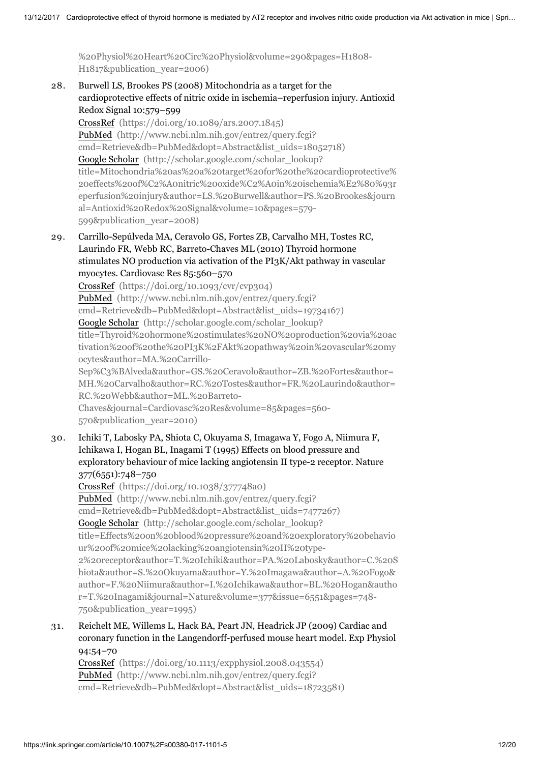%20Physiol%20Heart%20Circ%20Physiol&volume=290&pages=H1808-H1817&publication_year=2006)

28. Burwell LS, Brookes PS (2008) Mitochondria as a target for the cardioprotective effects of nitric oxide in ischemia–reperfusion injury. Antioxid Redox Signal 10:579–599
CrossRef (https://doi.org/10.1089/ars.2007.1845)
PubMed (http://www.ncbi.nlm.nih.gov/entrez/query.fcgi?cmd=Retrieve&db=PubMed&dopt=Abstract&list_uids=18052718)
Google Scholar (http://scholar.google.com/scholar_lookup?title=Mitochondria%20as%20a%20target%20for%20the%20cardioprotective%20effects%20of%C2%A0nitric%20oxide%C2%A0in%20ischemia%E2%80%93reperfusion%20injury&author=LS.%20Burwell&author=PS.%20Brookes&journal=Antioxid%20Redox%20Signal&volume=10&pages=579-599&publication_year=2008)

29. Carrillo-Sepúlveda MA, Ceravolo GS, Fortes ZB, Carvalho MH, Tostes RC, Laurindo FR, Webb RC, Barreto-Chaves ML (2010) Thyroid hormone stimulates NO production via activation of the PI3K/Akt pathway in vascular myocytes. Cardiovasc Res 85:560–570
CrossRef (https://doi.org/10.1093/cvr/cvp304)
PubMed (http://www.ncbi.nlm.nih.gov/entrez/query.fcgi?cmd=Retrieve&db=PubMed&dopt=Abstract&list_uids=19734167)
Google Scholar (http://scholar.google.com/scholar_lookup?title=Thyroid%20hormone%20stimulates%20NO%20production%20via%20activation%20of%20the%20PI3K%2FAkt%20pathway%20in%20vascular%20myocytes&author=MA.%20Carrillo-Sep%C3%BAlveda&author=GS.%20Ceravolo&author=ZB.%20Fortes&author=MH.%20Carvalho&author=RC.%20Tostes&author=FR.%20Laurindo&author=RC.%20Webb&author=ML.%20Barreto-Chaves&journal=Cardiovasc%20Res&volume=85&pages=560-570&publication_year=2010)

30. Ichiki T, Labosky PA, Shiota C, Okuyama S, Imagawa Y, Fogo A, Niimura F, Ichikawa I, Hogan BL, Inagami T (1995) Effects on blood pressure and exploratory behaviour of mice lacking angiotensin II type-2 receptor. Nature 377(6551):748–750
CrossRef (https://doi.org/10.1038/377748a0)
PubMed (http://www.ncbi.nlm.nih.gov/entrez/query.fcgi?cmd=Retrieve&db=PubMed&dopt=Abstract&list_uids=7477267)
Google Scholar (http://scholar.google.com/scholar_lookup?title=Effects%20on%20blood%20pressure%20and%20exploratory%20behaviour%20of%20mice%20lacking%20angiotensin%20II%20type-2%20receptor&author=T.%20Ichiki&author=PA.%20Labosky&author=C.%20Shiota&author=S.%20Okuyama&author=Y.%20Imagawa&author=A.%20Fogo&author=F.%20Niimura&author=I.%20Ichikawa&author=BL.%20Hogan&author=T.%20Inagami&journal=Nature&volume=377&issue=6551&pages=748-750&publication_year=1995)

31. Reichelt ME, Willems L, Hack BA, Peart JN, Headrick JP (2009) Cardiac and coronary function in the Langendorff-perfused mouse heart model. Exp Physiol 94:54–70
CrossRef (https://doi.org/10.1113/expphysiol.2008.043554)
PubMed (http://www.ncbi.nlm.nih.gov/entrez/query.fcgi?cmd=Retrieve&db=PubMed&dopt=Abstract&list_uids=18723581)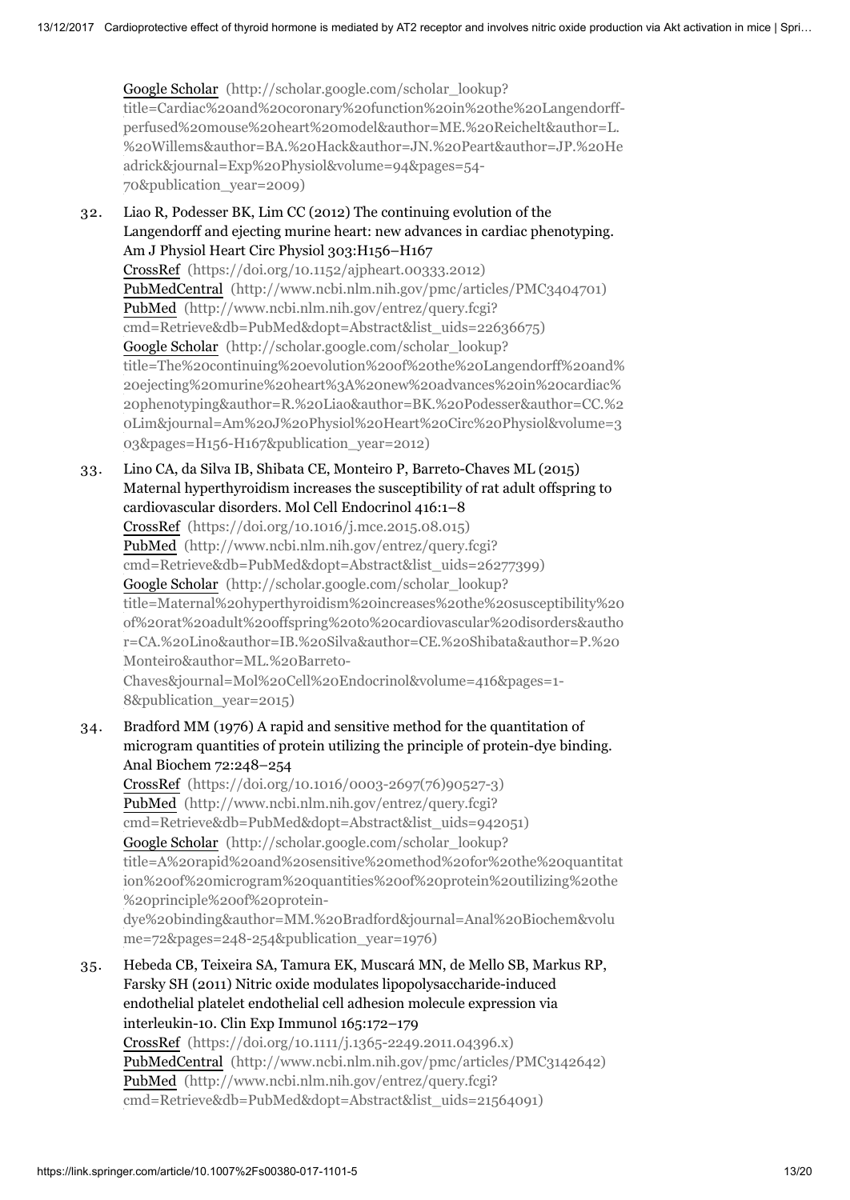Google Scholar (http://scholar.google.com/scholar_lookup?title=Cardiac%20and%20coronary%20function%20in%20the%20Langendorff-perfused%20mouse%20heart%20model&author=ME.%20Reichelt&author=L.%20Willems&author=BA.%20Hack&author=JN.%20Peart&author=JP.%20Headrick&journal=Exp%20Physiol&volume=94&pages=54-70&publication_year=2009)

32. Liao R, Podesser BK, Lim CC (2012) The continuing evolution of the Langendorff and ejecting murine heart: new advances in cardiac phenotyping. Am J Physiol Heart Circ Physiol 303:H156–H167
CrossRef (https://doi.org/10.1152/ajpheart.00333.2012)
PubMedCentral (http://www.ncbi.nlm.nih.gov/pmc/articles/PMC3404701)
PubMed (http://www.ncbi.nlm.nih.gov/entrez/query.fcgi?cmd=Retrieve&db=PubMed&dopt=Abstract&list_uids=22636675)
Google Scholar (http://scholar.google.com/scholar_lookup?title=The%20continuing%20evolution%20of%20the%20Langendorff%20and%20ejecting%20murine%20heart%3A%20new%20advances%20in%20cardiac%20phenotyping&author=R.%20Liao&author=BK.%20Podesser&author=CC.%20Lim&journal=Am%20J%20Physiol%20Heart%20Circ%20Physiol&volume=303&pages=H156-H167&publication_year=2012)

33. Lino CA, da Silva IB, Shibata CE, Monteiro P, Barreto-Chaves ML (2015) Maternal hyperthyroidism increases the susceptibility of rat adult offspring to cardiovascular disorders. Mol Cell Endocrinol 416:1–8
CrossRef (https://doi.org/10.1016/j.mce.2015.08.015)
PubMed (http://www.ncbi.nlm.nih.gov/entrez/query.fcgi?cmd=Retrieve&db=PubMed&dopt=Abstract&list_uids=26277399)
Google Scholar (http://scholar.google.com/scholar_lookup?title=Maternal%20hyperthyroidism%20increases%20the%20susceptibility%20of%20rat%20adult%20offspring%20to%20cardiovascular%20disorders&author=CA.%20Lino&author=IB.%20Silva&author=CE.%20Shibata&author=P.%20Monteiro&author=ML.%20Barreto-Chaves&journal=Mol%20Cell%20Endocrinol&volume=416&pages=1-8&publication_year=2015)

34. Bradford MM (1976) A rapid and sensitive method for the quantitation of microgram quantities of protein utilizing the principle of protein-dye binding. Anal Biochem 72:248–254
CrossRef (https://doi.org/10.1016/0003-2697(76)90527-3)
PubMed (http://www.ncbi.nlm.nih.gov/entrez/query.fcgi?cmd=Retrieve&db=PubMed&dopt=Abstract&list_uids=942051)
Google Scholar (http://scholar.google.com/scholar_lookup?title=A%20rapid%20and%20sensitive%20method%20for%20the%20quantitation%20of%20microgram%20quantities%20of%20protein%20utilizing%20the%20principle%20of%20protein-dye%20binding&author=MM.%20Bradford&journal=Anal%20Biochem&volume=72&pages=248-254&publication_year=1976)

35. Hebeda CB, Teixeira SA, Tamura EK, Muscará MN, de Mello SB, Markus RP, Farsky SH (2011) Nitric oxide modulates lipopolysaccharide-induced endothelial platelet endothelial cell adhesion molecule expression via interleukin-10. Clin Exp Immunol 165:172–179
CrossRef (https://doi.org/10.1111/j.1365-2249.2011.04396.x)
PubMedCentral (http://www.ncbi.nlm.nih.gov/pmc/articles/PMC3142642)
PubMed (http://www.ncbi.nlm.nih.gov/entrez/query.fcgi?cmd=Retrieve&db=PubMed&dopt=Abstract&list_uids=21564091)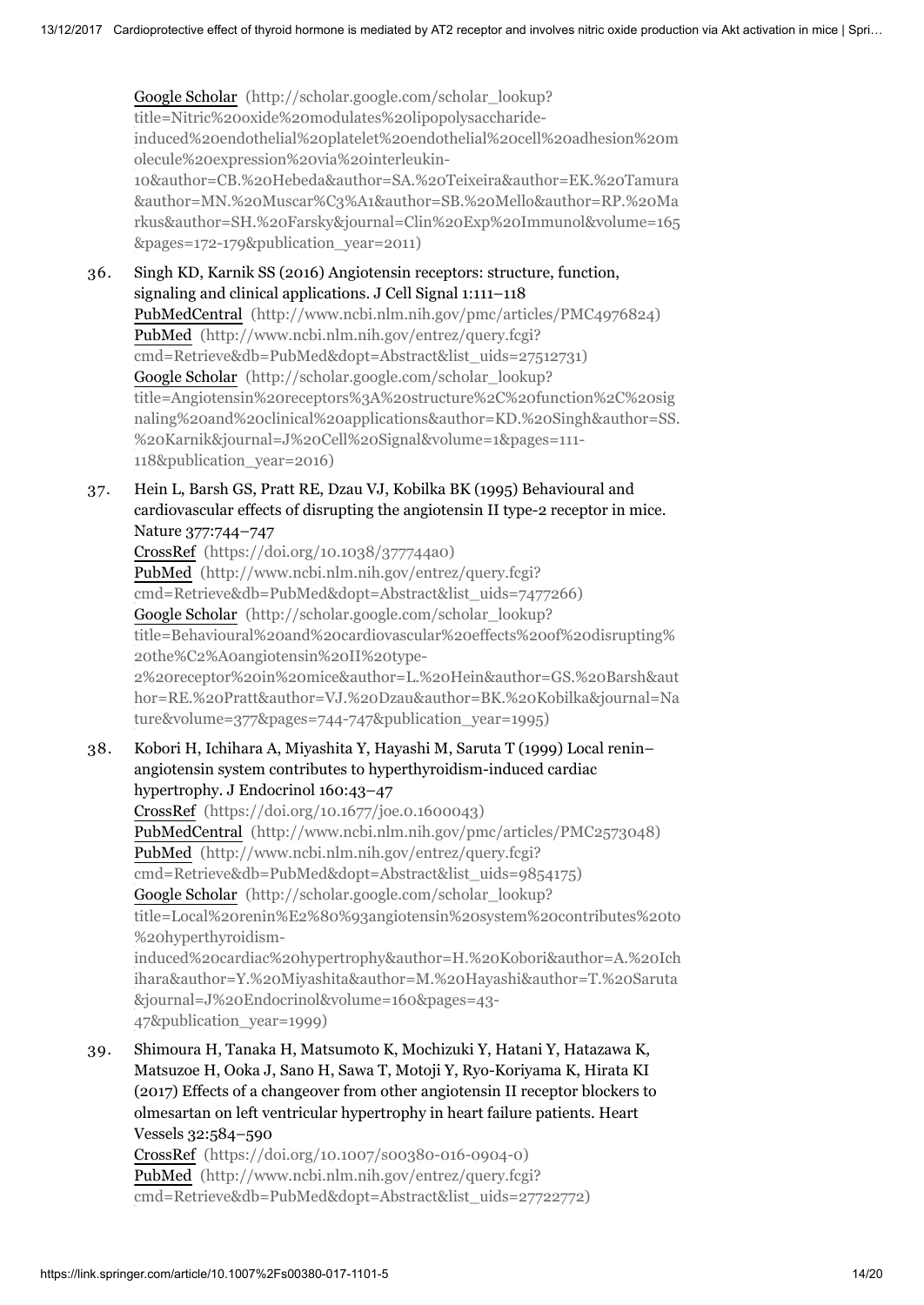Google Scholar (http://scholar.google.com/scholar_lookup?title=Nitric%20oxide%20modulates%20lipopolysaccharide-induced%20endothelial%20platelet%20endothelial%20cell%20adhesion%20molecule%20expression%20via%20interleukin-10&author=CB.%20Hebeda&author=SA.%20Teixeira&author=EK.%20Tamura&author=MN.%20Muscar%C3%A1&author=SB.%20Mello&author=RP.%20Markus&author=SH.%20Farsky&journal=Clin%20Exp%20Immunol&volume=165&pages=172-179&publication_year=2011)

36. Singh KD, Karnik SS (2016) Angiotensin receptors: structure, function, signaling and clinical applications. J Cell Signal 1:111–118
    PubMedCentral (http://www.ncbi.nlm.nih.gov/pmc/articles/PMC4976824)
    PubMed (http://www.ncbi.nlm.nih.gov/entrez/query.fcgi?cmd=Retrieve&db=PubMed&dopt=Abstract&list_uids=27512731)
    Google Scholar (http://scholar.google.com/scholar_lookup?title=Angiotensin%20receptors%3A%20structure%2C%20function%2C%20signaling%20and%20clinical%20applications&author=KD.%20Singh&author=SS.%20Karnik&journal=J%20Cell%20Signal&volume=1&pages=111-118&publication_year=2016)

37. Hein L, Barsh GS, Pratt RE, Dzau VJ, Kobilka BK (1995) Behavioural and cardiovascular effects of disrupting the angiotensin II type-2 receptor in mice. Nature 377:744–747
    CrossRef (https://doi.org/10.1038/377744a0)
    PubMed (http://www.ncbi.nlm.nih.gov/entrez/query.fcgi?cmd=Retrieve&db=PubMed&dopt=Abstract&list_uids=7477266)
    Google Scholar (http://scholar.google.com/scholar_lookup?title=Behavioural%20and%20cardiovascular%20effects%20of%20disrupting%20the%C2%A0angiotensin%20II%20type-2%20receptor%20in%20mice&author=L.%20Hein&author=GS.%20Barsh&author=RE.%20Pratt&author=VJ.%20Dzau&author=BK.%20Kobilka&journal=Nature&volume=377&pages=744-747&publication_year=1995)

38. Kobori H, Ichihara A, Miyashita Y, Hayashi M, Saruta T (1999) Local renin–angiotensin system contributes to hyperthyroidism-induced cardiac hypertrophy. J Endocrinol 160:43–47
    CrossRef (https://doi.org/10.1677/joe.0.1600043)
    PubMedCentral (http://www.ncbi.nlm.nih.gov/pmc/articles/PMC2573048)
    PubMed (http://www.ncbi.nlm.nih.gov/entrez/query.fcgi?cmd=Retrieve&db=PubMed&dopt=Abstract&list_uids=9854175)
    Google Scholar (http://scholar.google.com/scholar_lookup?title=Local%20renin%E2%80%93angiotensin%20system%20contributes%20to%20hyperthyroidism-induced%20cardiac%20hypertrophy&author=H.%20Kobori&author=A.%20Ichihara&author=Y.%20Miyashita&author=M.%20Hayashi&author=T.%20Saruta&journal=J%20Endocrinol&volume=160&pages=43-47&publication_year=1999)

39. Shimoura H, Tanaka H, Matsumoto K, Mochizuki Y, Hatani Y, Hatazawa K, Matsuzoe H, Ooka J, Sano H, Sawa T, Motoji Y, Ryo-Koriyama K, Hirata KI (2017) Effects of a changeover from other angiotensin II receptor blockers to olmesartan on left ventricular hypertrophy in heart failure patients. Heart Vessels 32:584–590
    CrossRef (https://doi.org/10.1007/s00380-016-0904-0)
    PubMed (http://www.ncbi.nlm.nih.gov/entrez/query.fcgi?cmd=Retrieve&db=PubMed&dopt=Abstract&list_uids=27722772)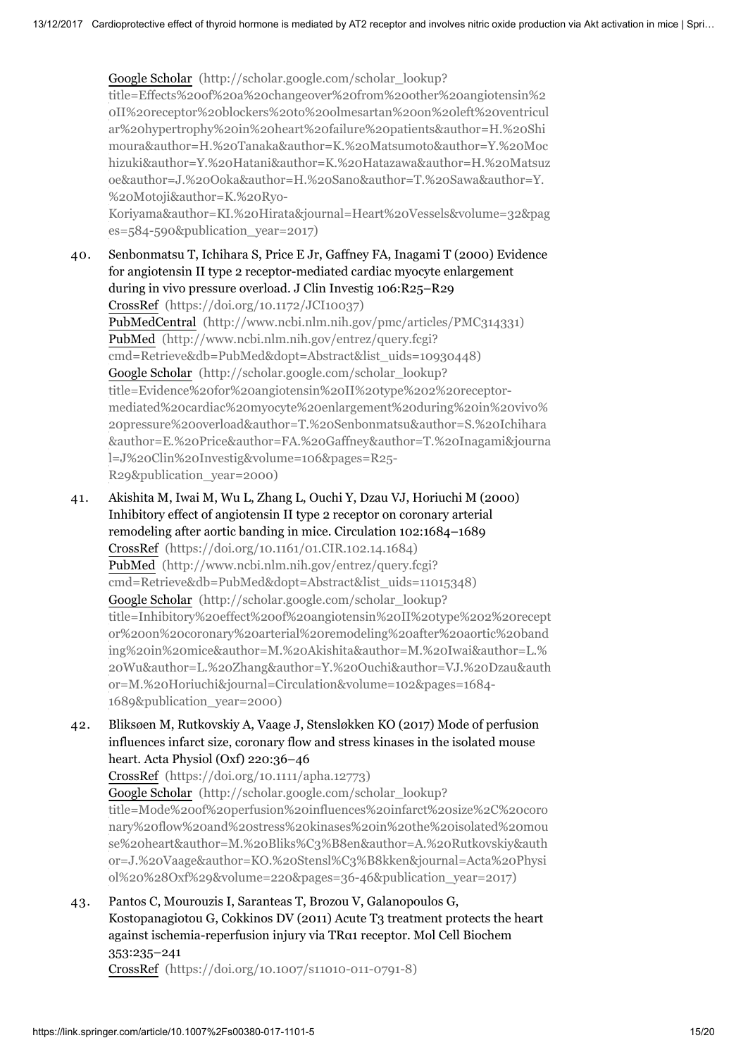Google Scholar (http://scholar.google.com/scholar_lookup?title=Effects%20of%20a%20changeover%20from%20other%20angiotensin%20II%20receptor%20blockers%20to%20olmesartan%20on%20left%20ventricular%20hypertrophy%20in%20heart%20failure%20patients&author=H.%20Shimoura&author=H.%20Tanaka&author=K.%20Matsumoto&author=Y.%20Mochizuki&author=Y.%20Hatani&author=K.%20Hatazawa&author=H.%20Matsuzoe&author=J.%20Ooka&author=H.%20Sano&author=T.%20Sawa&author=Y.%20Motoji&author=K.%20Ryo-Koriyama&author=KI.%20Hirata&journal=Heart%20Vessels&volume=32&pages=584-590&publication_year=2017)

40. Senbonmatsu T, Ichihara S, Price E Jr, Gaffney FA, Inagami T (2000) Evidence for angiotensin II type 2 receptor-mediated cardiac myocyte enlargement during in vivo pressure overload. J Clin Investig 106:R25–R29
CrossRef (https://doi.org/10.1172/JCI10037)
PubMedCentral (http://www.ncbi.nlm.nih.gov/pmc/articles/PMC314331)
PubMed (http://www.ncbi.nlm.nih.gov/entrez/query.fcgi?cmd=Retrieve&db=PubMed&dopt=Abstract&list_uids=10930448)
Google Scholar (http://scholar.google.com/scholar_lookup?title=Evidence%20for%20angiotensin%20II%20type%202%20receptor-mediated%20cardiac%20myocyte%20enlargement%20during%20in%20vivo%20pressure%20overload&author=T.%20Senbonmatsu&author=S.%20Ichihara&author=E.%20Price&author=FA.%20Gaffney&author=T.%20Inagami&journal=J%20Clin%20Investig&volume=106&pages=R25-R29&publication_year=2000)

41. Akishita M, Iwai M, Wu L, Zhang L, Ouchi Y, Dzau VJ, Horiuchi M (2000) Inhibitory effect of angiotensin II type 2 receptor on coronary arterial remodeling after aortic banding in mice. Circulation 102:1684–1689
CrossRef (https://doi.org/10.1161/01.CIR.102.14.1684)
PubMed (http://www.ncbi.nlm.nih.gov/entrez/query.fcgi?cmd=Retrieve&db=PubMed&dopt=Abstract&list_uids=11015348)
Google Scholar (http://scholar.google.com/scholar_lookup?title=Inhibitory%20effect%20of%20angiotensin%20II%20type%202%20receptor%20on%20coronary%20arterial%20remodeling%20after%20aortic%20banding%20in%20mice&author=M.%20Akishita&author=M.%20Iwai&author=L.%20Wu&author=L.%20Zhang&author=Y.%20Ouchi&author=VJ.%20Dzau&author=M.%20Horiuchi&journal=Circulation&volume=102&pages=1684-1689&publication_year=2000)

42. Bliksøen M, Rutkovskiy A, Vaage J, Stensløkken KO (2017) Mode of perfusion influences infarct size, coronary flow and stress kinases in the isolated mouse heart. Acta Physiol (Oxf) 220:36–46
CrossRef (https://doi.org/10.1111/apha.12773)
Google Scholar (http://scholar.google.com/scholar_lookup?title=Mode%20of%20perfusion%20influences%20infarct%20size%2C%20coronary%20flow%20and%20stress%20kinases%20in%20the%20isolated%20mouse%20heart&author=M.%20Bliks%C3%B8en&author=A.%20Rutkovskiy&author=J.%20Vaage&author=KO.%20Stensl%C3%B8kken&journal=Acta%20Physiol%20%28Oxf%29&volume=220&pages=36-46&publication_year=2017)

43. Pantos C, Mourouzis I, Saranteas T, Brozou V, Galanopoulos G, Kostopanagiotou G, Cokkinos DV (2011) Acute T3 treatment protects the heart against ischemia-reperfusion injury via TRα1 receptor. Mol Cell Biochem 353:235–241
CrossRef (https://doi.org/10.1007/s11010-011-0791-8)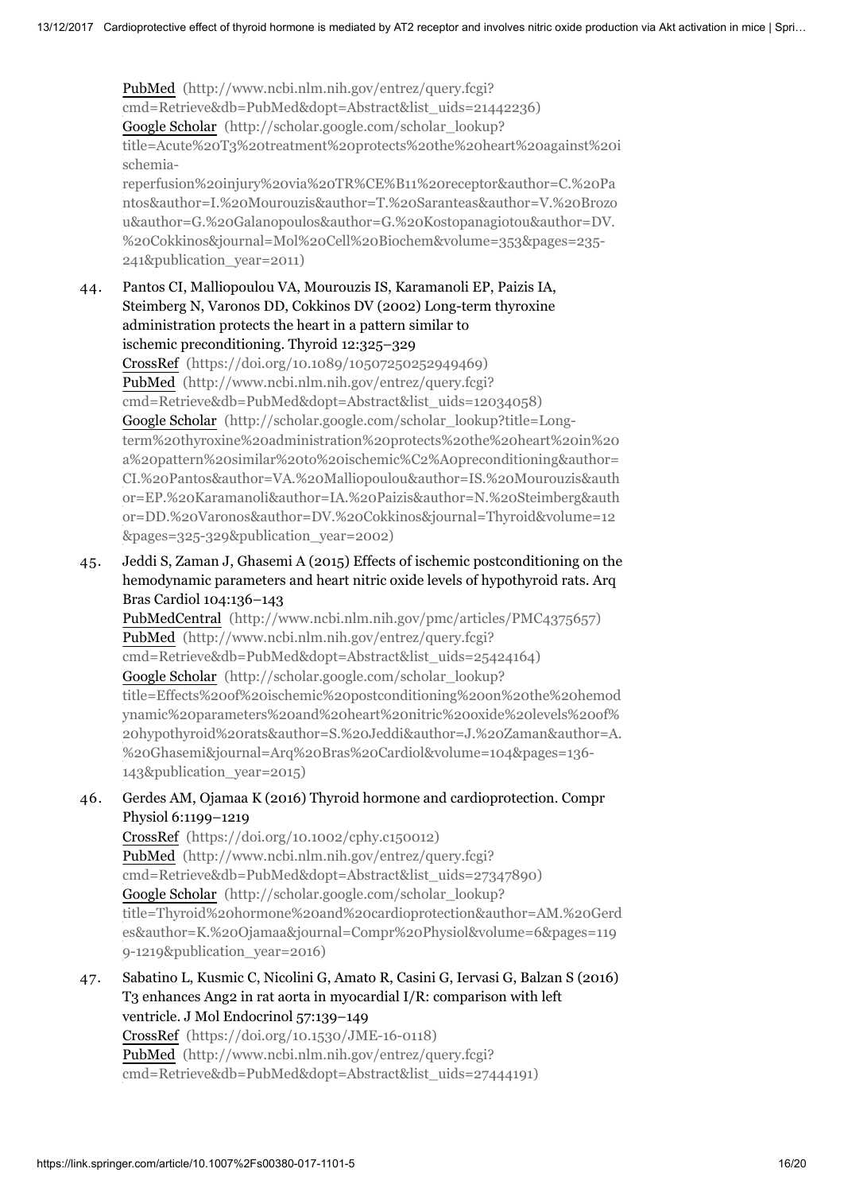PubMed (http://www.ncbi.nlm.nih.gov/entrez/query.fcgi?cmd=Retrieve&db=PubMed&dopt=Abstract&list_uids=21442236)
Google Scholar (http://scholar.google.com/scholar_lookup?title=Acute%20T3%20treatment%20protects%20the%20heart%20against%20ischemia-reperfusion%20injury%20via%20TR%CE%B11%20receptor&author=C.%20Pantos&author=I.%20Mourouzis&author=T.%20Saranteas&author=V.%20Brozou&author=G.%20Galanopoulos&author=G.%20Kostopanagiotou&author=DV.%20Cokkinos&journal=Mol%20Cell%20Biochem&volume=353&pages=235-241&publication_year=2011)

44. Pantos CI, Malliopoulou VA, Mourouzis IS, Karamanoli EP, Paizis IA, Steimberg N, Varonos DD, Cokkinos DV (2002) Long-term thyroxine administration protects the heart in a pattern similar to ischemic preconditioning. Thyroid 12:325–329
CrossRef (https://doi.org/10.1089/10507250252949469)
PubMed (http://www.ncbi.nlm.nih.gov/entrez/query.fcgi?cmd=Retrieve&db=PubMed&dopt=Abstract&list_uids=12034058)
Google Scholar (http://scholar.google.com/scholar_lookup?title=Long-term%20thyroxine%20administration%20protects%20the%20heart%20in%20a%20pattern%20similar%20to%20ischemic%C2%A0preconditioning&author=CI.%20Pantos&author=VA.%20Malliopoulou&author=IS.%20Mourouzis&author=EP.%20Karamanoli&author=IA.%20Paizis&author=N.%20Steimberg&author=DD.%20Varonos&author=DV.%20Cokkinos&journal=Thyroid&volume=12&pages=325-329&publication_year=2002)

45. Jeddi S, Zaman J, Ghasemi A (2015) Effects of ischemic postconditioning on the hemodynamic parameters and heart nitric oxide levels of hypothyroid rats. Arq Bras Cardiol 104:136–143
PubMedCentral (http://www.ncbi.nlm.nih.gov/pmc/articles/PMC4375657)
PubMed (http://www.ncbi.nlm.nih.gov/entrez/query.fcgi?cmd=Retrieve&db=PubMed&dopt=Abstract&list_uids=25424164)
Google Scholar (http://scholar.google.com/scholar_lookup?title=Effects%20of%20ischemic%20postconditioning%20on%20the%20hemodynamic%20parameters%20and%20heart%20nitric%20oxide%20levels%20of%20hypothyroid%20rats&author=S.%20Jeddi&author=J.%20Zaman&author=A.%20Ghasemi&journal=Arq%20Bras%20Cardiol&volume=104&pages=136-143&publication_year=2015)

46. Gerdes AM, Ojamaa K (2016) Thyroid hormone and cardioprotection. Compr Physiol 6:1199–1219
CrossRef (https://doi.org/10.1002/cphy.c150012)
PubMed (http://www.ncbi.nlm.nih.gov/entrez/query.fcgi?cmd=Retrieve&db=PubMed&dopt=Abstract&list_uids=27347890)
Google Scholar (http://scholar.google.com/scholar_lookup?title=Thyroid%20hormone%20and%20cardioprotection&author=AM.%20Gerdes&author=K.%20Ojamaa&journal=Compr%20Physiol&volume=6&pages=1199-1219&publication_year=2016)

47. Sabatino L, Kusmic C, Nicolini G, Amato R, Casini G, Iervasi G, Balzan S (2016) T3 enhances Ang2 in rat aorta in myocardial I/R: comparison with left ventricle. J Mol Endocrinol 57:139–149
CrossRef (https://doi.org/10.1530/JME-16-0118)
PubMed (http://www.ncbi.nlm.nih.gov/entrez/query.fcgi?cmd=Retrieve&db=PubMed&dopt=Abstract&list_uids=27444191)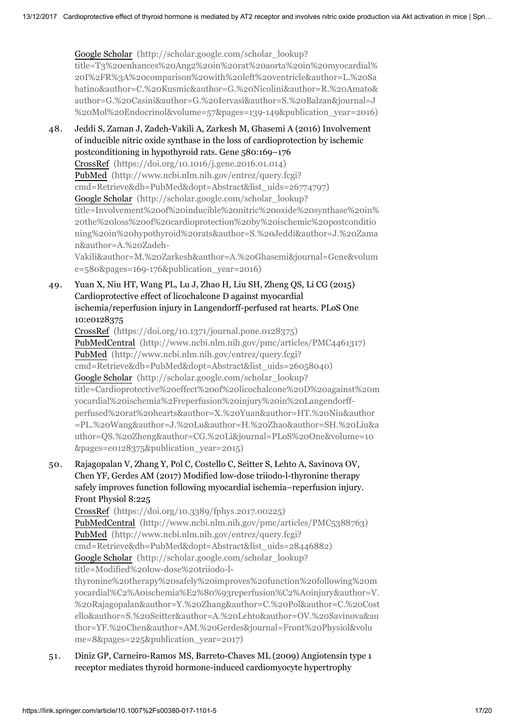Google Scholar (http://scholar.google.com/scholar_lookup?title=T3%20enhances%20Ang2%20in%20rat%20aorta%20in%20myocardial%20I%2FR%3A%20comparison%20with%20left%20ventricle&author=L.%20Sabatino&author=C.%20Kusmic&author=G.%20Nicolini&author=R.%20Amato&author=G.%20Casini&author=G.%20Iervasi&author=S.%20Balzan&journal=J%20Mol%20Endocrinol&volume=57&pages=139-149&publication_year=2016)

48. Jeddi S, Zaman J, Zadeh-Vakili A, Zarkesh M, Ghasemi A (2016) Involvement of inducible nitric oxide synthase in the loss of cardioprotection by ischemic postconditioning in hypothyroid rats. Gene 580:169–176
CrossRef (https://doi.org/10.1016/j.gene.2016.01.014)
PubMed (http://www.ncbi.nlm.nih.gov/entrez/query.fcgi?cmd=Retrieve&db=PubMed&dopt=Abstract&list_uids=26774797)
Google Scholar (http://scholar.google.com/scholar_lookup?title=Involvement%20of%20inducible%20nitric%20oxide%20synthase%20in%20the%20loss%20of%20cardioprotection%20by%20ischemic%20postconditioning%20in%20hypothyroid%20rats&author=S.%20Jeddi&author=J.%20Zaman&author=A.%20Zadeh-Vakili&author=M.%20Zarkesh&author=A.%20Ghasemi&journal=Gene&volume=580&pages=169-176&publication_year=2016)

49. Yuan X, Niu HT, Wang PL, Lu J, Zhao H, Liu SH, Zheng QS, Li CG (2015) Cardioprotective effect of licochalcone D against myocardial ischemia/reperfusion injury in Langendorff-perfused rat hearts. PLoS One 10:e0128375
CrossRef (https://doi.org/10.1371/journal.pone.0128375)
PubMedCentral (http://www.ncbi.nlm.nih.gov/pmc/articles/PMC4461317)
PubMed (http://www.ncbi.nlm.nih.gov/entrez/query.fcgi?cmd=Retrieve&db=PubMed&dopt=Abstract&list_uids=26058040)
Google Scholar (http://scholar.google.com/scholar_lookup?title=Cardioprotective%20effect%20of%20licochalcone%20D%20against%20myocardial%20ischemia%2Freperfusion%20injury%20in%20Langendorff-perfused%20rat%20hearts&author=X.%20Yuan&author=HT.%20Niu&author=PL.%20Wang&author=J.%20Lu&author=H.%20Zhao&author=SH.%20Liu&author=QS.%20Zheng&author=CG.%20Li&journal=PLoS%20One&volume=10&pages=e0128375&publication_year=2015)

50. Rajagopalan V, Zhang Y, Pol C, Costello C, Seitter S, Lehto A, Savinova OV, Chen YF, Gerdes AM (2017) Modified low-dose triiodo-l-thyronine therapy safely improves function following myocardial ischemia–reperfusion injury. Front Physiol 8:225
CrossRef (https://doi.org/10.3389/fphys.2017.00225)
PubMedCentral (http://www.ncbi.nlm.nih.gov/pmc/articles/PMC5388763)
PubMed (http://www.ncbi.nlm.nih.gov/entrez/query.fcgi?cmd=Retrieve&db=PubMed&dopt=Abstract&list_uids=28446882)
Google Scholar (http://scholar.google.com/scholar_lookup?title=Modified%20low-dose%20triiodo-l-thyronine%20therapy%20safely%20improves%20function%20following%20myocardial%C2%A0ischemia%E2%80%93reperfusion%C2%A0injury&author=V.%20Rajagopalan&author=Y.%20Zhang&author=C.%20Pol&author=C.%20Costello&author=S.%20Seitter&author=A.%20Lehto&author=OV.%20Savinova&author=YF.%20Chen&author=AM.%20Gerdes&journal=Front%20Physiol&volume=8&pages=225&publication_year=2017)

51. Diniz GP, Carneiro-Ramos MS, Barreto-Chaves ML (2009) Angiotensin type 1 receptor mediates thyroid hormone-induced cardiomyocyte hypertrophy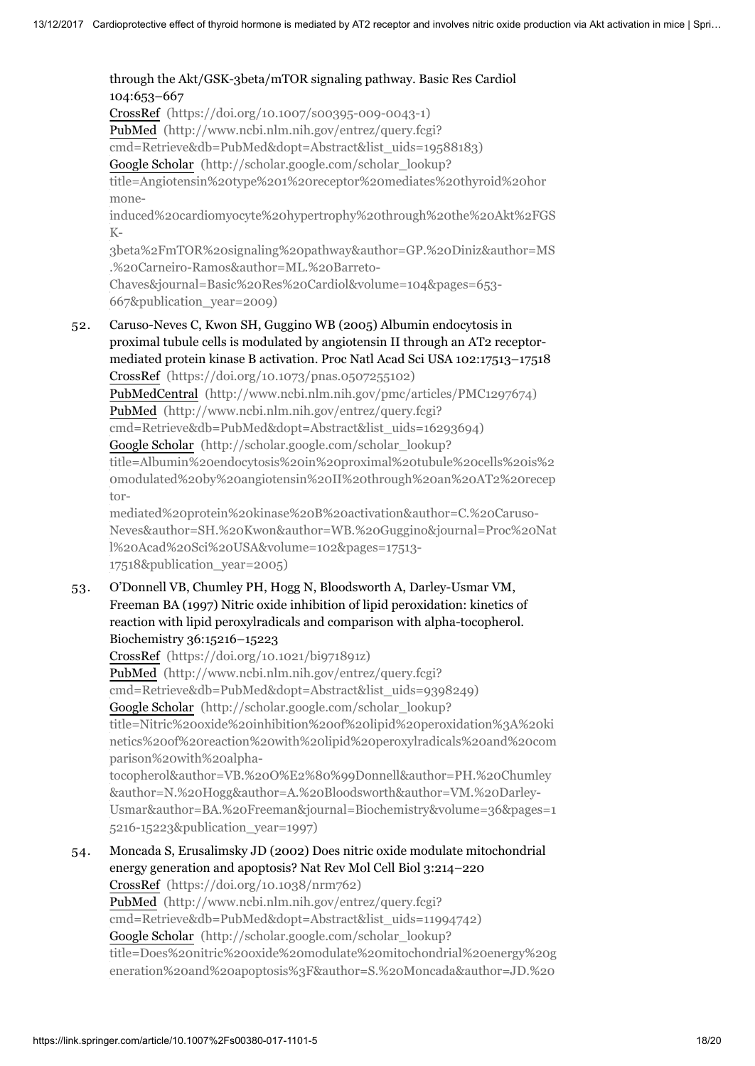through the Akt/GSK-3beta/mTOR signaling pathway. Basic Res Cardiol 104:653–667
CrossRef (https://doi.org/10.1007/s00395-009-0043-1)
PubMed (http://www.ncbi.nlm.nih.gov/entrez/query.fcgi?cmd=Retrieve&db=PubMed&dopt=Abstract&list_uids=19588183)
Google Scholar (http://scholar.google.com/scholar_lookup?title=Angiotensin%20type%201%20receptor%20mediates%20thyroid%20hormone-induced%20cardiomyocyte%20hypertrophy%20through%20the%20Akt%2FGSK-3beta%2FmTOR%20signaling%20pathway&author=GP.%20Diniz&author=MS.%20Carneiro-Ramos&author=ML.%20Barreto-Chaves&journal=Basic%20Res%20Cardiol&volume=104&pages=653-667&publication_year=2009)

52. Caruso-Neves C, Kwon SH, Guggino WB (2005) Albumin endocytosis in proximal tubule cells is modulated by angiotensin II through an AT2 receptor-mediated protein kinase B activation. Proc Natl Acad Sci USA 102:17513–17518
CrossRef (https://doi.org/10.1073/pnas.0507255102)
PubMedCentral (http://www.ncbi.nlm.nih.gov/pmc/articles/PMC1297674)
PubMed (http://www.ncbi.nlm.nih.gov/entrez/query.fcgi?cmd=Retrieve&db=PubMed&dopt=Abstract&list_uids=16293694)
Google Scholar (http://scholar.google.com/scholar_lookup?title=Albumin%20endocytosis%20in%20proximal%20tubule%20cells%20is%20modulated%20by%20angiotensin%20II%20through%20an%20AT2%20receptor-mediated%20protein%20kinase%20B%20activation&author=C.%20Caruso-Neves&author=SH.%20Kwon&author=WB.%20Guggino&journal=Proc%20Natl%20Acad%20Sci%20USA&volume=102&pages=17513-17518&publication_year=2005)

53. O'Donnell VB, Chumley PH, Hogg N, Bloodsworth A, Darley-Usmar VM, Freeman BA (1997) Nitric oxide inhibition of lipid peroxidation: kinetics of reaction with lipid peroxylradicals and comparison with alpha-tocopherol. Biochemistry 36:15216–15223
CrossRef (https://doi.org/10.1021/bi971891z)
PubMed (http://www.ncbi.nlm.nih.gov/entrez/query.fcgi?cmd=Retrieve&db=PubMed&dopt=Abstract&list_uids=9398249)
Google Scholar (http://scholar.google.com/scholar_lookup?title=Nitric%20oxide%20inhibition%20of%20lipid%20peroxidation%3A%20kinetics%20of%20reaction%20with%20lipid%20peroxylradicals%20and%20comparison%20with%20alpha-tocopherol&author=VB.%20O%E2%80%99Donnell&author=PH.%20Chumley&author=N.%20Hogg&author=A.%20Bloodsworth&author=VM.%20Darley-Usmar&author=BA.%20Freeman&journal=Biochemistry&volume=36&pages=15216-15223&publication_year=1997)

54. Moncada S, Erusalimsky JD (2002) Does nitric oxide modulate mitochondrial energy generation and apoptosis? Nat Rev Mol Cell Biol 3:214–220
CrossRef (https://doi.org/10.1038/nrm762)
PubMed (http://www.ncbi.nlm.nih.gov/entrez/query.fcgi?cmd=Retrieve&db=PubMed&dopt=Abstract&list_uids=11994742)
Google Scholar (http://scholar.google.com/scholar_lookup?title=Does%20nitric%20oxide%20modulate%20mitochondrial%20energy%20generation%20and%20apoptosis%3F&author=S.%20Moncada&author=JD.%20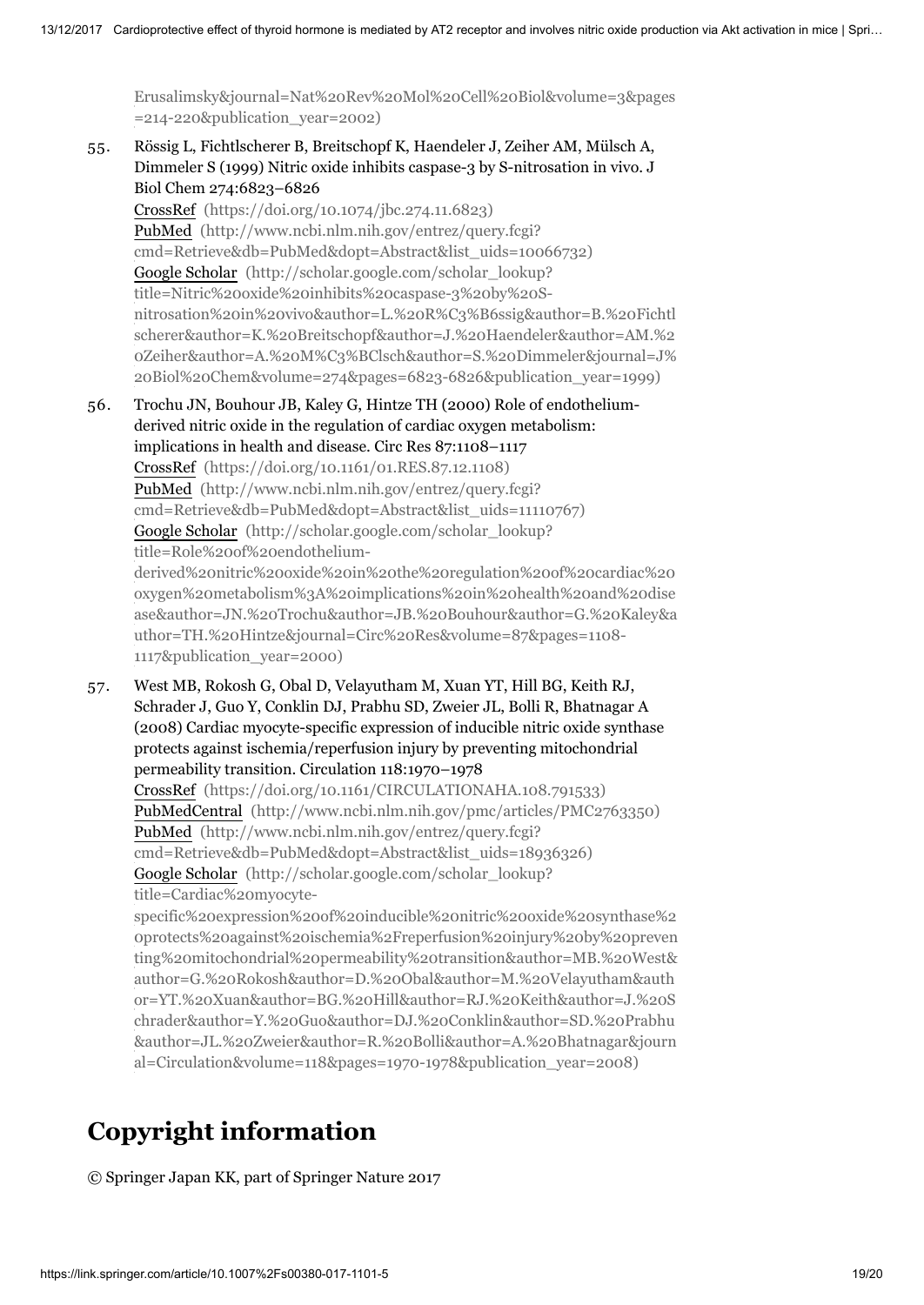Erusalimsky&journal=Nat%20Rev%20Mol%20Cell%20Biol&volume=3&pages=214-220&publication_year=2002)

55. Rössig L, Fichtlscherer B, Breitschopf K, Haendeler J, Zeiher AM, Mülsch A, Dimmeler S (1999) Nitric oxide inhibits caspase-3 by S-nitrosation in vivo. J Biol Chem 274:6823–6826
CrossRef (https://doi.org/10.1074/jbc.274.11.6823)
PubMed (http://www.ncbi.nlm.nih.gov/entrez/query.fcgi?cmd=Retrieve&db=PubMed&dopt=Abstract&list_uids=10066732)
Google Scholar (http://scholar.google.com/scholar_lookup?title=Nitric%20oxide%20inhibits%20caspase-3%20by%20S-nitrosation%20in%20vivo&author=L.%20R%C3%B6ssig&author=B.%20Fichtlscherer&author=K.%20Breitschopf&author=J.%20Haendeler&author=AM.%20Zeiher&author=A.%20M%C3%BClsch&author=S.%20Dimmeler&journal=J%20Biol%20Chem&volume=274&pages=6823-6826&publication_year=1999)

56. Trochu JN, Bouhour JB, Kaley G, Hintze TH (2000) Role of endothelium-derived nitric oxide in the regulation of cardiac oxygen metabolism: implications in health and disease. Circ Res 87:1108–1117
CrossRef (https://doi.org/10.1161/01.RES.87.12.1108)
PubMed (http://www.ncbi.nlm.nih.gov/entrez/query.fcgi?cmd=Retrieve&db=PubMed&dopt=Abstract&list_uids=11110767)
Google Scholar (http://scholar.google.com/scholar_lookup?title=Role%20of%20endothelium-derived%20nitric%20oxide%20in%20the%20regulation%20of%20cardiac%20oxygen%20metabolism%3A%20implications%20in%20health%20and%20disease&author=JN.%20Trochu&author=JB.%20Bouhour&author=G.%20Kaley&author=TH.%20Hintze&journal=Circ%20Res&volume=87&pages=1108-1117&publication_year=2000)

57. West MB, Rokosh G, Obal D, Velayutham M, Xuan YT, Hill BG, Keith RJ, Schrader J, Guo Y, Conklin DJ, Prabhu SD, Zweier JL, Bolli R, Bhatnagar A (2008) Cardiac myocyte-specific expression of inducible nitric oxide synthase protects against ischemia/reperfusion injury by preventing mitochondrial permeability transition. Circulation 118:1970–1978
CrossRef (https://doi.org/10.1161/CIRCULATIONAHA.108.791533)
PubMedCentral (http://www.ncbi.nlm.nih.gov/pmc/articles/PMC2763350)
PubMed (http://www.ncbi.nlm.nih.gov/entrez/query.fcgi?cmd=Retrieve&db=PubMed&dopt=Abstract&list_uids=18936326)
Google Scholar (http://scholar.google.com/scholar_lookup?title=Cardiac%20myocyte-specific%20expression%20of%20inducible%20nitric%20oxide%20synthase%20protects%20against%20ischemia%2Freperfusion%20injury%20by%20preventing%20mitochondrial%20permeability%20transition&author=MB.%20West&author=G.%20Rokosh&author=D.%20Obal&author=M.%20Velayutham&author=YT.%20Xuan&author=BG.%20Hill&author=RJ.%20Keith&author=J.%20Schrader&author=Y.%20Guo&author=DJ.%20Conklin&author=SD.%20Prabhu&author=JL.%20Zweier&author=R.%20Bolli&author=A.%20Bhatnagar&journal=Circulation&volume=118&pages=1970-1978&publication_year=2008)

## Copyright information

© Springer Japan KK, part of Springer Nature 2017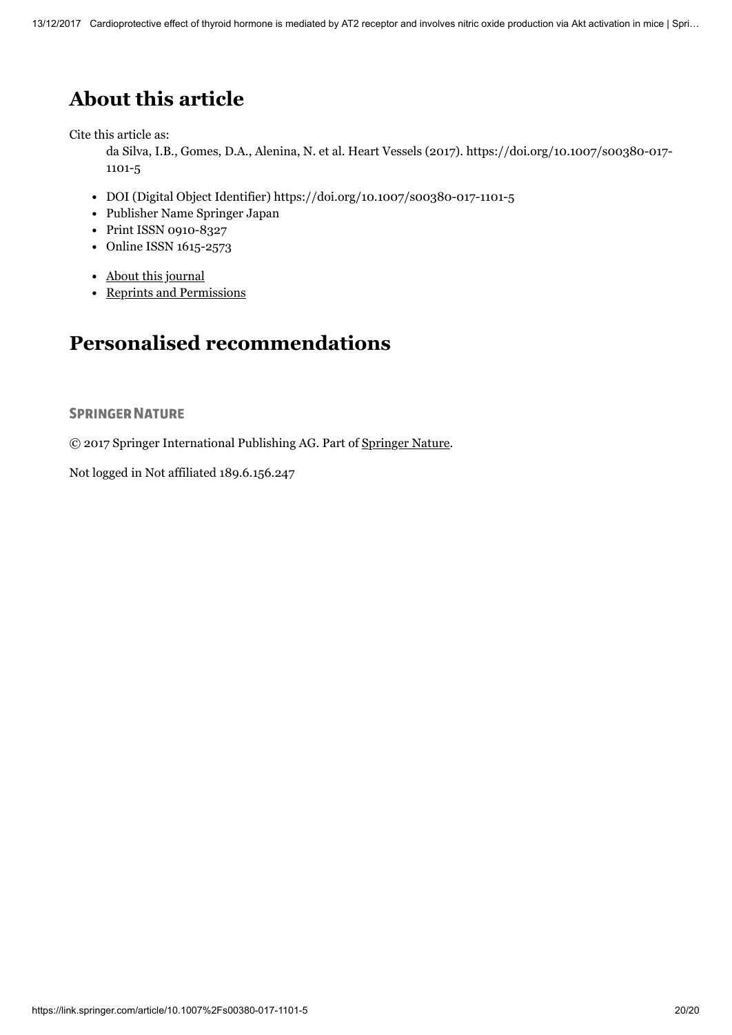## About this article

Cite this article as:

da Silva, I.B., Gomes, D.A., Alenina, N. et al. Heart Vessels (2017). https://doi.org/10.1007/s00380-017-1101-5

- DOI (Digital Object Identifier) https://doi.org/10.1007/s00380-017-1101-5
- Publisher Name Springer Japan
- Print ISSN 0910-8327
- Online ISSN 1615-2573

- About this journal
- Reprints and Permissions

## Personalised recommendations

SPRINGER NATURE

© 2017 Springer International Publishing AG. Part of Springer Nature.

Not logged in Not affiliated 189.6.156.247